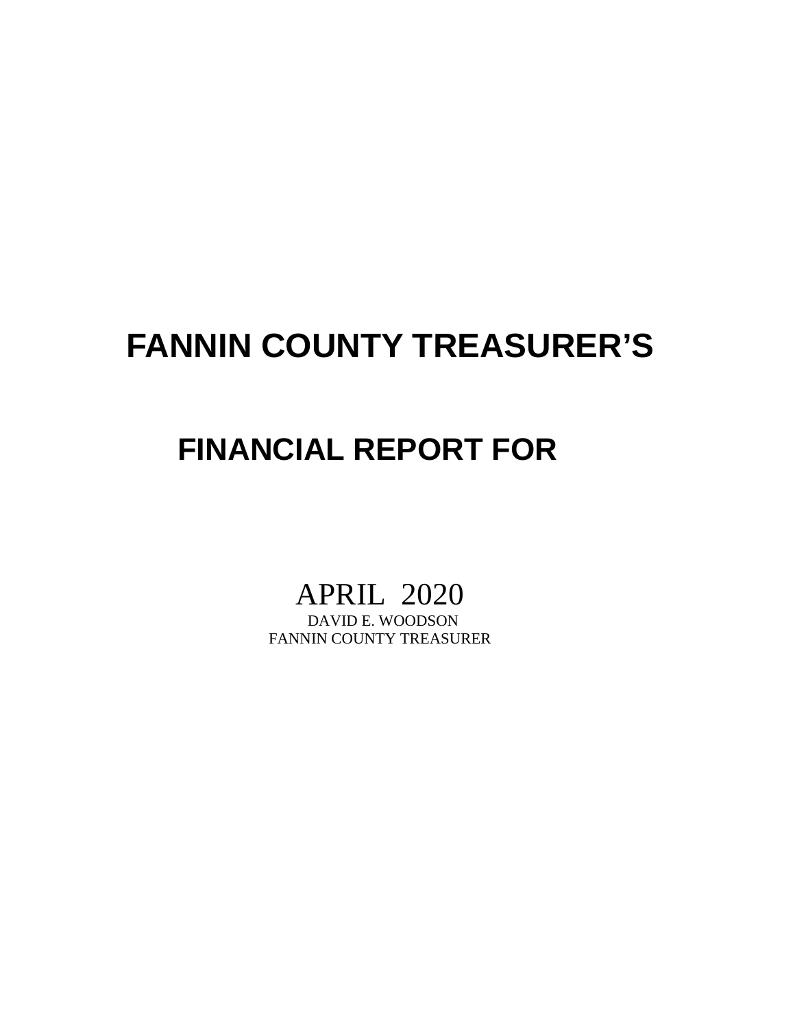# FANNIN COUNTY TREASURER'S

# FINANCIAL REPORT FOR

APRIL 2020

DAVID E. WOODSON

FANNIN COUNTY TREASURER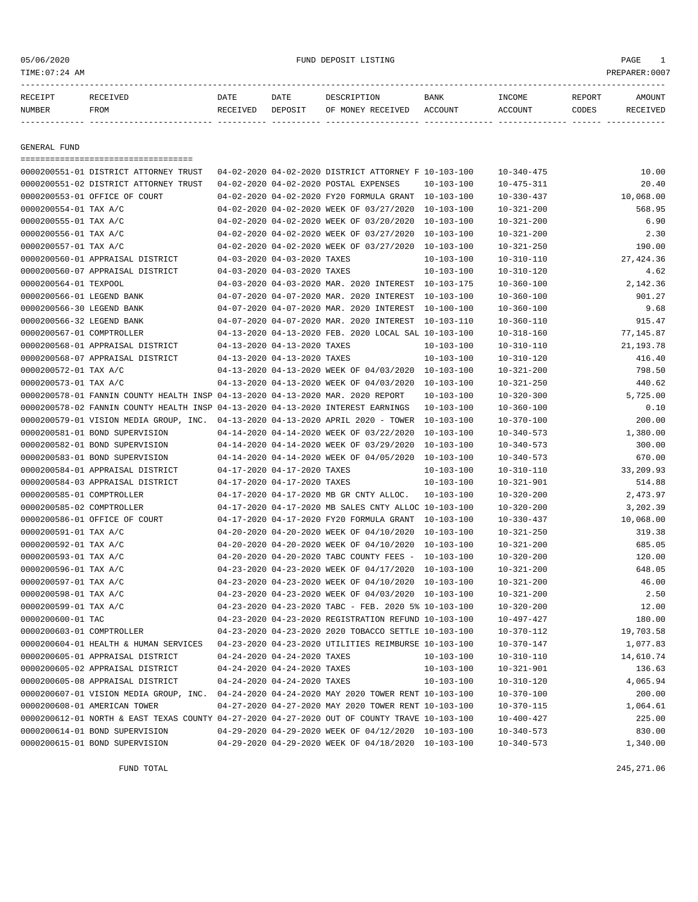FUND DEPOSIT LISTING

PREPARER:0007

| RECEIPT NUMBER | RECEIVED FROM | DATE RECEIVED | DATE DEPOSIT | DESCRIPTION OF MONEY RECEIVED | BANK ACCOUNT | INCOME ACCOUNT | REPORT CODES | AMOUNT RECEIVED |
|---|---|---|---|---|---|---|---|---|

## GENERAL FUND

| RECEIPT NUMBER | RECEIVED FROM | DATE RECEIVED | DATE DEPOSIT | DESCRIPTION OF MONEY RECEIVED | BANK ACCOUNT | INCOME ACCOUNT | REPORT CODES | AMOUNT RECEIVED |
|---|---|---|---|---|---|---|---|---|
| 0000200551-01 | DISTRICT ATTORNEY TRUST | 04-02-2020 | 04-02-2020 | DISTRICT ATTORNEY F | 10-103-100 | 10-340-475 | | 10.00 |
| 0000200551-02 | DISTRICT ATTORNEY TRUST | 04-02-2020 | 04-02-2020 | POSTAL EXPENSES | 10-103-100 | 10-475-311 | | 20.40 |
| 0000200553-01 | OFFICE OF COURT | 04-02-2020 | 04-02-2020 | FY20 FORMULA GRANT | 10-103-100 | 10-330-437 | | 10,068.00 |
| 0000200554-01 | TAX A/C | 04-02-2020 | 04-02-2020 | WEEK OF 03/27/2020 | 10-103-100 | 10-321-200 | | 568.95 |
| 0000200555-01 | TAX A/C | 04-02-2020 | 04-02-2020 | WEEK OF 03/20/2020 | 10-103-100 | 10-321-200 | | 6.90 |
| 0000200556-01 | TAX A/C | 04-02-2020 | 04-02-2020 | WEEK OF 03/27/2020 | 10-103-100 | 10-321-200 | | 2.30 |
| 0000200557-01 | TAX A/C | 04-02-2020 | 04-02-2020 | WEEK OF 03/27/2020 | 10-103-100 | 10-321-250 | | 190.00 |
| 0000200560-01 | APPRAISAL DISTRICT | 04-03-2020 | 04-03-2020 | TAXES | 10-103-100 | 10-310-110 | | 27,424.36 |
| 0000200560-07 | APPRAISAL DISTRICT | 04-03-2020 | 04-03-2020 | TAXES | 10-103-100 | 10-310-120 | | 4.62 |
| 0000200564-01 | TEXPOOL | 04-03-2020 | 04-03-2020 | MAR. 2020 INTEREST | 10-103-175 | 10-360-100 | | 2,142.36 |
| 0000200566-01 | LEGEND BANK | 04-07-2020 | 04-07-2020 | MAR. 2020 INTEREST | 10-103-100 | 10-360-100 | | 901.27 |
| 0000200566-30 | LEGEND BANK | 04-07-2020 | 04-07-2020 | MAR. 2020 INTEREST | 10-100-100 | 10-360-100 | | 9.68 |
| 0000200566-32 | LEGEND BANK | 04-07-2020 | 04-07-2020 | MAR. 2020 INTEREST | 10-103-110 | 10-360-110 | | 915.47 |
| 0000200567-01 | COMPTROLLER | 04-13-2020 | 04-13-2020 | FEB. 2020 LOCAL SAL | 10-103-100 | 10-318-160 | | 77,145.87 |
| 0000200568-01 | APPRAISAL DISTRICT | 04-13-2020 | 04-13-2020 | TAXES | 10-103-100 | 10-310-110 | | 21,193.78 |
| 0000200568-07 | APPRAISAL DISTRICT | 04-13-2020 | 04-13-2020 | TAXES | 10-103-100 | 10-310-120 | | 416.40 |
| 0000200572-01 | TAX A/C | 04-13-2020 | 04-13-2020 | WEEK OF 04/03/2020 | 10-103-100 | 10-321-200 | | 798.50 |
| 0000200573-01 | TAX A/C | 04-13-2020 | 04-13-2020 | WEEK OF 04/03/2020 | 10-103-100 | 10-321-250 | | 440.62 |
| 0000200578-01 | FANNIN COUNTY HEALTH INSP | 04-13-2020 | 04-13-2020 | MAR. 2020 REPORT | 10-103-100 | 10-320-300 | | 5,725.00 |
| 0000200578-02 | FANNIN COUNTY HEALTH INSP | 04-13-2020 | 04-13-2020 | INTEREST EARNINGS | 10-103-100 | 10-360-100 | | 0.10 |
| 0000200579-01 | VISION MEDIA GROUP, INC. | 04-13-2020 | 04-13-2020 | APRIL 2020 - TOWER | 10-103-100 | 10-370-100 | | 200.00 |
| 0000200581-01 | BOND SUPERVISION | 04-14-2020 | 04-14-2020 | WEEK OF 03/22/2020 | 10-103-100 | 10-340-573 | | 1,380.00 |
| 0000200582-01 | BOND SUPERVISION | 04-14-2020 | 04-14-2020 | WEEK OF 03/29/2020 | 10-103-100 | 10-340-573 | | 300.00 |
| 0000200583-01 | BOND SUPERVISION | 04-14-2020 | 04-14-2020 | WEEK OF 04/05/2020 | 10-103-100 | 10-340-573 | | 670.00 |
| 0000200584-01 | APPRAISAL DISTRICT | 04-17-2020 | 04-17-2020 | TAXES | 10-103-100 | 10-310-110 | | 33,209.93 |
| 0000200584-03 | APPRAISAL DISTRICT | 04-17-2020 | 04-17-2020 | TAXES | 10-103-100 | 10-321-901 | | 514.88 |
| 0000200585-01 | COMPTROLLER | 04-17-2020 | 04-17-2020 | MB GR CNTY ALLOC. | 10-103-100 | 10-320-200 | | 2,473.97 |
| 0000200585-02 | COMPTROLLER | 04-17-2020 | 04-17-2020 | MB SALES CNTY ALLOC | 10-103-100 | 10-320-200 | | 3,202.39 |
| 0000200586-01 | OFFICE OF COURT | 04-17-2020 | 04-17-2020 | FY20 FORMULA GRANT | 10-103-100 | 10-330-437 | | 10,068.00 |
| 0000200591-01 | TAX A/C | 04-20-2020 | 04-20-2020 | WEEK OF 04/10/2020 | 10-103-100 | 10-321-250 | | 319.38 |
| 0000200592-01 | TAX A/C | 04-20-2020 | 04-20-2020 | WEEK OF 04/10/2020 | 10-103-100 | 10-321-200 | | 685.05 |
| 0000200593-01 | TAX A/C | 04-20-2020 | 04-20-2020 | TABC COUNTY FEES - | 10-103-100 | 10-320-200 | | 120.00 |
| 0000200596-01 | TAX A/C | 04-23-2020 | 04-23-2020 | WEEK OF 04/17/2020 | 10-103-100 | 10-321-200 | | 648.05 |
| 0000200597-01 | TAX A/C | 04-23-2020 | 04-23-2020 | WEEK OF 04/10/2020 | 10-103-100 | 10-321-200 | | 46.00 |
| 0000200598-01 | TAX A/C | 04-23-2020 | 04-23-2020 | WEEK OF 04/03/2020 | 10-103-100 | 10-321-200 | | 2.50 |
| 0000200599-01 | TAX A/C | 04-23-2020 | 04-23-2020 | TABC - FEB. 2020 5% | 10-103-100 | 10-320-200 | | 12.00 |
| 0000200600-01 | TAC | 04-23-2020 | 04-23-2020 | REGISTRATION REFUND | 10-103-100 | 10-497-427 | | 180.00 |
| 0000200603-01 | COMPTROLLER | 04-23-2020 | 04-23-2020 | 2020 TOBACCO SETTLE | 10-103-100 | 10-370-112 | | 19,703.58 |
| 0000200604-01 | HEALTH & HUMAN SERVICES | 04-23-2020 | 04-23-2020 | UTILITIES REIMBURSE | 10-103-100 | 10-370-147 | | 1,077.83 |
| 0000200605-01 | APPRAISAL DISTRICT | 04-24-2020 | 04-24-2020 | TAXES | 10-103-100 | 10-310-110 | | 14,610.74 |
| 0000200605-02 | APPRAISAL DISTRICT | 04-24-2020 | 04-24-2020 | TAXES | 10-103-100 | 10-321-901 | | 136.63 |
| 0000200605-08 | APPRAISAL DISTRICT | 04-24-2020 | 04-24-2020 | TAXES | 10-103-100 | 10-310-120 | | 4,065.94 |
| 0000200607-01 | VISION MEDIA GROUP, INC. | 04-24-2020 | 04-24-2020 | MAY 2020 TOWER RENT | 10-103-100 | 10-370-100 | | 200.00 |
| 0000200608-01 | AMERICAN TOWER | 04-27-2020 | 04-27-2020 | MAY 2020 TOWER RENT | 10-103-100 | 10-370-115 | | 1,064.61 |
| 0000200612-01 | NORTH & EAST TEXAS COUNTY | 04-27-2020 | 04-27-2020 | OUT OF COUNTY TRAVE | 10-103-100 | 10-400-427 | | 225.00 |
| 0000200614-01 | BOND SUPERVISION | 04-29-2020 | 04-29-2020 | WEEK OF 04/12/2020 | 10-103-100 | 10-340-573 | | 830.00 |
| 0000200615-01 | BOND SUPERVISION | 04-29-2020 | 04-29-2020 | WEEK OF 04/18/2020 | 10-103-100 | 10-340-573 | | 1,340.00 |

FUND TOTAL 245,271.06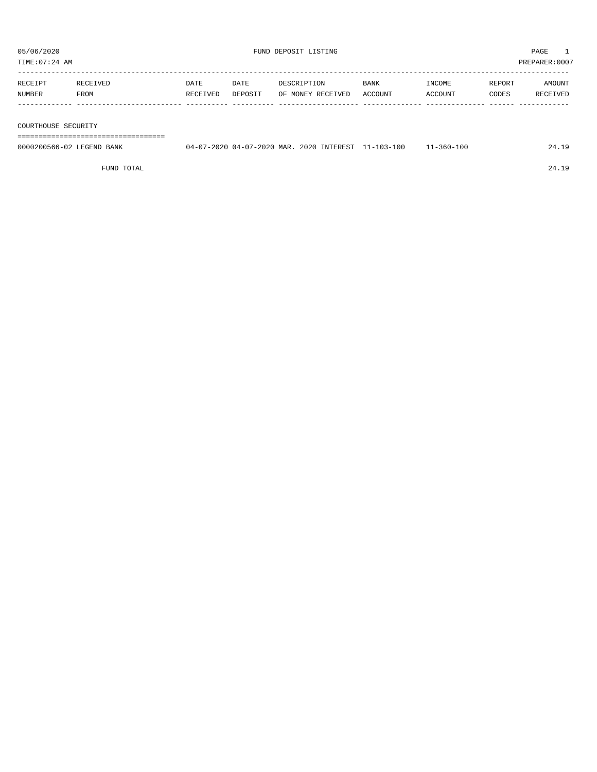05/06/2020 FUND DEPOSIT LISTING

TIME:07:24 AM PREPARER:0007

| RECEIPT NUMBER | RECEIVED FROM | DATE RECEIVED | DATE DEPOSIT | DESCRIPTION OF MONEY RECEIVED | BANK ACCOUNT | INCOME ACCOUNT | REPORT CODES | AMOUNT RECEIVED |
|---|---|---|---|---|---|---|---|---|
| **COURTHOUSE SECURITY** | | | | | | | | |
| 0000200566-02 | LEGEND BANK | 04-07-2020 | 04-07-2020 | MAR. 2020 INTEREST | 11-103-100 | 11-360-100 | | 24.19 |
| | FUND TOTAL | | | | | | | 24.19 |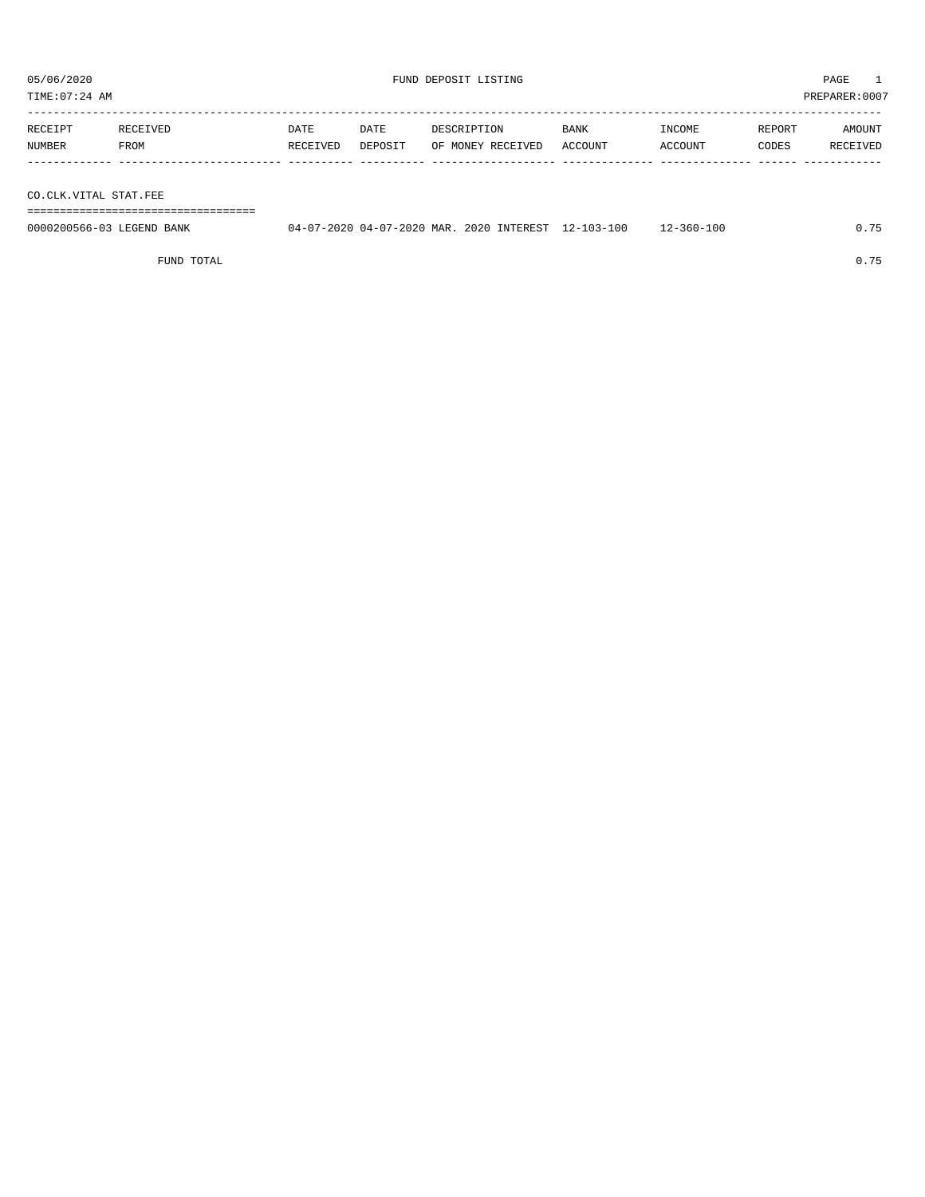05/06/2020 FUND DEPOSIT LISTING PAGE 1
TIME:07:24 AM PREPARER:0007

| RECEIPT NUMBER | RECEIVED FROM | DATE RECEIVED | DATE DEPOSIT | DESCRIPTION OF MONEY RECEIVED | BANK ACCOUNT | INCOME ACCOUNT | REPORT CODES | AMOUNT RECEIVED |
|---|---|---|---|---|---|---|---|---|
| **CO.CLK.VITAL STAT.FEE** | | | | | | | | |
| 0000200566-03 | LEGEND BANK | 04-07-2020 | 04-07-2020 | MAR. 2020 INTEREST | 12-103-100 | 12-360-100 | | 0.75 |
| | FUND TOTAL | | | | | | | 0.75 |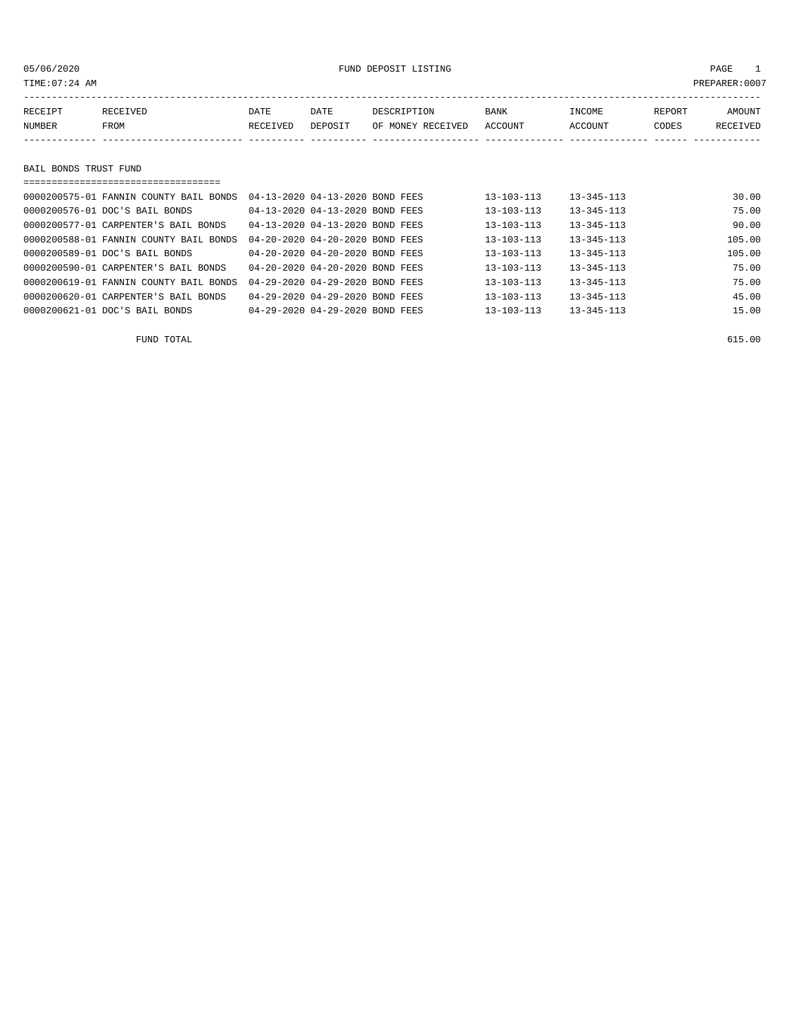05/06/2020 FUND DEPOSIT LISTING

TIME:07:24 AM PREPARER:0007

| RECEIPT NUMBER | RECEIVED FROM | DATE RECEIVED | DATE DEPOSIT | DESCRIPTION OF MONEY RECEIVED | BANK ACCOUNT | INCOME ACCOUNT | REPORT CODES | AMOUNT RECEIVED |
|---|---|---|---|---|---|---|---|---|
| **BAIL BONDS TRUST FUND** | | | | | | | | |
| 0000200575-01 | FANNIN COUNTY BAIL BONDS | 04-13-2020 | 04-13-2020 | BOND FEES | 13-103-113 | 13-345-113 | | 30.00 |
| 0000200576-01 | DOC'S BAIL BONDS | 04-13-2020 | 04-13-2020 | BOND FEES | 13-103-113 | 13-345-113 | | 75.00 |
| 0000200577-01 | CARPENTER'S BAIL BONDS | 04-13-2020 | 04-13-2020 | BOND FEES | 13-103-113 | 13-345-113 | | 90.00 |
| 0000200588-01 | FANNIN COUNTY BAIL BONDS | 04-20-2020 | 04-20-2020 | BOND FEES | 13-103-113 | 13-345-113 | | 105.00 |
| 0000200589-01 | DOC'S BAIL BONDS | 04-20-2020 | 04-20-2020 | BOND FEES | 13-103-113 | 13-345-113 | | 105.00 |
| 0000200590-01 | CARPENTER'S BAIL BONDS | 04-20-2020 | 04-20-2020 | BOND FEES | 13-103-113 | 13-345-113 | | 75.00 |
| 0000200619-01 | FANNIN COUNTY BAIL BONDS | 04-29-2020 | 04-29-2020 | BOND FEES | 13-103-113 | 13-345-113 | | 75.00 |
| 0000200620-01 | CARPENTER'S BAIL BONDS | 04-29-2020 | 04-29-2020 | BOND FEES | 13-103-113 | 13-345-113 | | 45.00 |
| 0000200621-01 | DOC'S BAIL BONDS | 04-29-2020 | 04-29-2020 | BOND FEES | 13-103-113 | 13-345-113 | | 15.00 |
| | FUND TOTAL | | | | | | | 615.00 |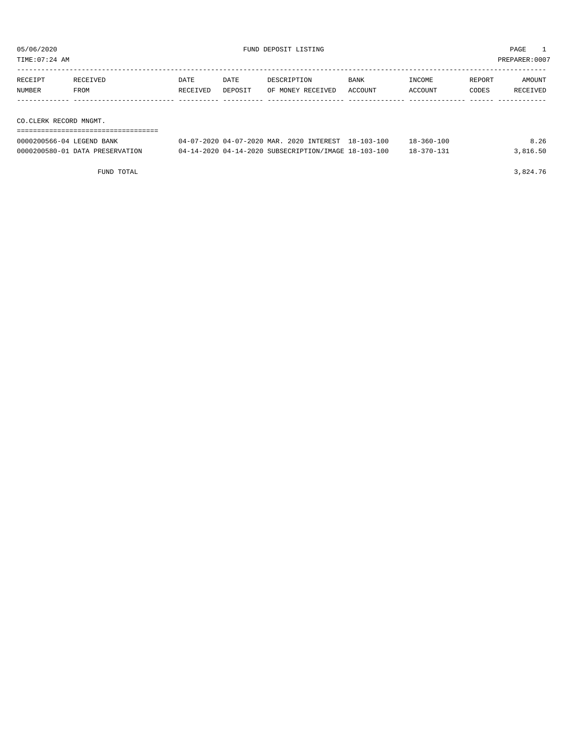05/06/2020 FUND DEPOSIT LISTING

TIME:07:24 AM PREPARER:0007

| RECEIPT NUMBER | RECEIVED FROM | DATE RECEIVED | DATE DEPOSIT | DESCRIPTION OF MONEY RECEIVED | BANK ACCOUNT | INCOME ACCOUNT | REPORT CODES | AMOUNT RECEIVED |
|---|---|---|---|---|---|---|---|---|
| **CO.CLERK RECORD MNGMT.** | | | | | | | | |
| 0000200566-04 | LEGEND BANK | 04-07-2020 | 04-07-2020 | MAR. 2020 INTEREST | 18-103-100 | 18-360-100 | | 8.26 |
| 0000200580-01 | DATA PRESERVATION | 04-14-2020 | 04-14-2020 | SUBSECRIPTION/IMAGE | 18-103-100 | 18-370-131 | | 3,816.50 |
| | FUND TOTAL | | | | | | | 3,824.76 |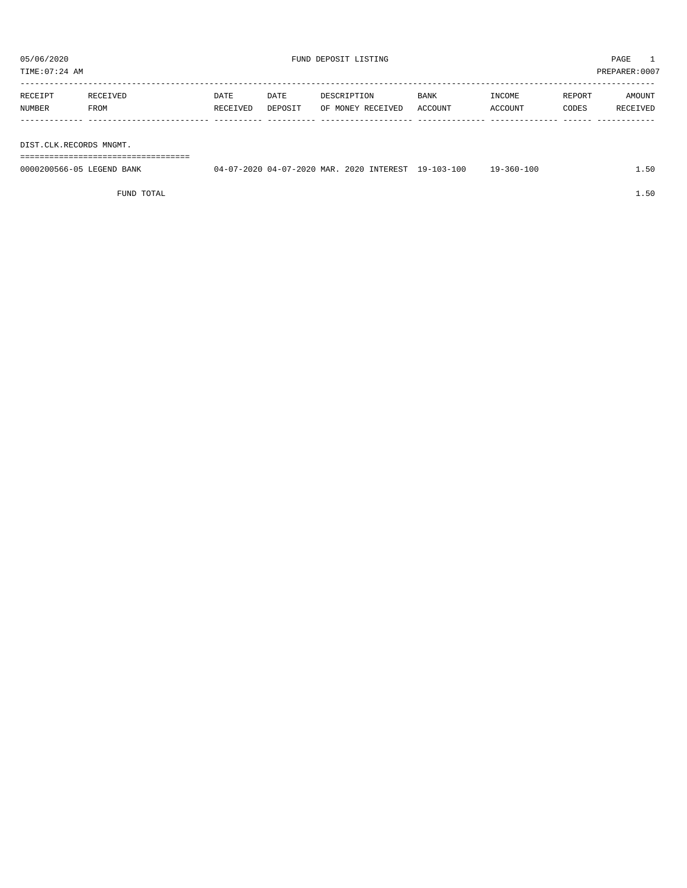05/06/2020 FUND DEPOSIT LISTING PAGE 1

TIME:07:24 AM PREPARER:0007

| RECEIPT NUMBER | RECEIVED FROM | DATE RECEIVED | DATE DEPOSIT | DESCRIPTION OF MONEY RECEIVED | BANK ACCOUNT | INCOME ACCOUNT | REPORT CODES | AMOUNT RECEIVED |
|---|---|---|---|---|---|---|---|---|
| **DIST.CLK.RECORDS MNGMT.** | | | | | | | | |
| 0000200566-05 | LEGEND BANK | 04-07-2020 | 04-07-2020 | MAR. 2020 INTEREST | 19-103-100 | 19-360-100 | | 1.50 |
| | FUND TOTAL | | | | | | | 1.50 |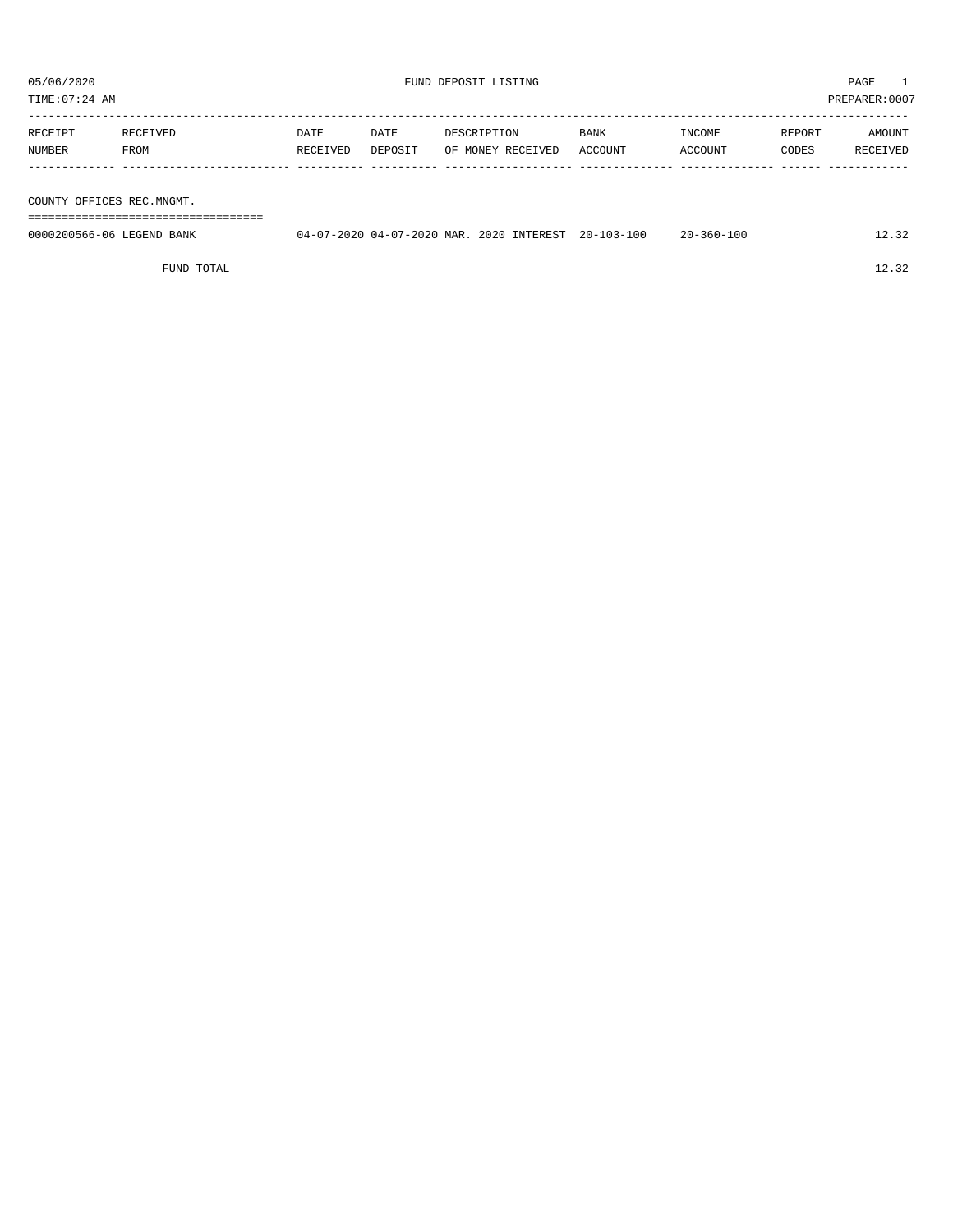05/06/2020 FUND DEPOSIT LISTING PAGE 1

TIME:07:24 AM PREPARER:0007

| RECEIPT NUMBER | RECEIVED FROM | DATE RECEIVED | DATE DEPOSIT | DESCRIPTION OF MONEY RECEIVED | BANK ACCOUNT | INCOME ACCOUNT | REPORT CODES | AMOUNT RECEIVED |
|---|---|---|---|---|---|---|---|---|
| **COUNTY OFFICES REC.MNGMT.** | | | | | | | | |
| 0000200566-06 | LEGEND BANK | 04-07-2020 | 04-07-2020 | MAR. 2020 INTEREST | 20-103-100 | 20-360-100 | | 12.32 |
| | FUND TOTAL | | | | | | | 12.32 |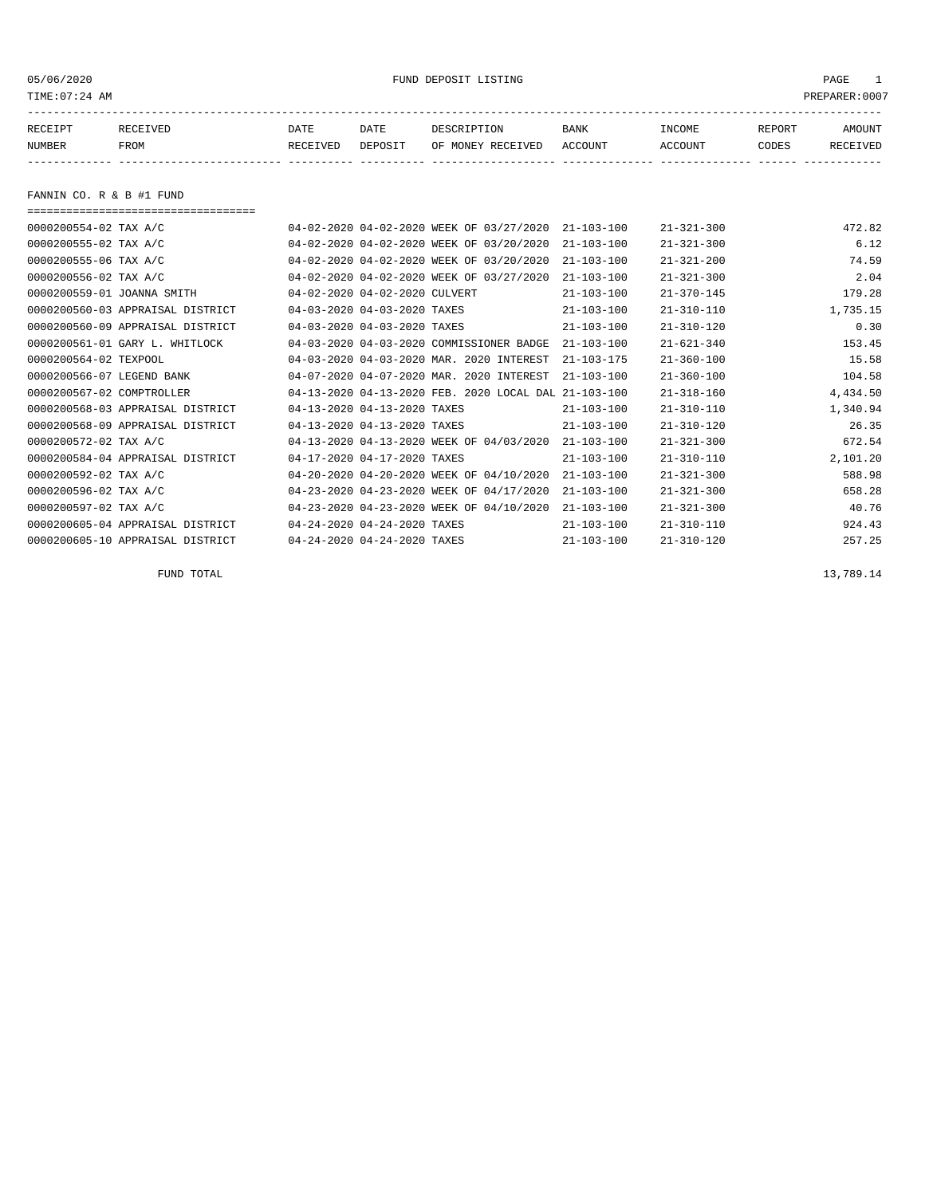05/06/2020 FUND DEPOSIT LISTING

TIME:07:24 AM PREPARER:0007

| RECEIPT NUMBER | RECEIVED FROM | DATE RECEIVED | DATE DEPOSIT | DESCRIPTION OF MONEY RECEIVED | BANK ACCOUNT | INCOME ACCOUNT | REPORT CODES | AMOUNT RECEIVED |
|---|---|---|---|---|---|---|---|---|

## FANNIN CO. R & B #1 FUND

| RECEIPT NUMBER | RECEIVED FROM | DATE RECEIVED | DATE DEPOSIT | DESCRIPTION OF MONEY RECEIVED | BANK ACCOUNT | INCOME ACCOUNT | REPORT CODES | AMOUNT RECEIVED |
|---|---|---|---|---|---|---|---|---|
| 0000200554-02 | TAX A/C | 04-02-2020 | 04-02-2020 | WEEK OF 03/27/2020 | 21-103-100 | 21-321-300 | | 472.82 |
| 0000200555-02 | TAX A/C | 04-02-2020 | 04-02-2020 | WEEK OF 03/20/2020 | 21-103-100 | 21-321-300 | | 6.12 |
| 0000200555-06 | TAX A/C | 04-02-2020 | 04-02-2020 | WEEK OF 03/20/2020 | 21-103-100 | 21-321-200 | | 74.59 |
| 0000200556-02 | TAX A/C | 04-02-2020 | 04-02-2020 | WEEK OF 03/27/2020 | 21-103-100 | 21-321-300 | | 2.04 |
| 0000200559-01 | JOANNA SMITH | 04-02-2020 | 04-02-2020 | CULVERT | 21-103-100 | 21-370-145 | | 179.28 |
| 0000200560-03 | APPRAISAL DISTRICT | 04-03-2020 | 04-03-2020 | TAXES | 21-103-100 | 21-310-110 | | 1,735.15 |
| 0000200560-09 | APPRAISAL DISTRICT | 04-03-2020 | 04-03-2020 | TAXES | 21-103-100 | 21-310-120 | | 0.30 |
| 0000200561-01 | GARY L. WHITLOCK | 04-03-2020 | 04-03-2020 | COMMISSIONER BADGE | 21-103-100 | 21-621-340 | | 153.45 |
| 0000200564-02 | TEXPOOL | 04-03-2020 | 04-03-2020 | MAR. 2020 INTEREST | 21-103-175 | 21-360-100 | | 15.58 |
| 0000200566-07 | LEGEND BANK | 04-07-2020 | 04-07-2020 | MAR. 2020 INTEREST | 21-103-100 | 21-360-100 | | 104.58 |
| 0000200567-02 | COMPTROLLER | 04-13-2020 | 04-13-2020 | FEB. 2020 LOCAL DAL | 21-103-100 | 21-318-160 | | 4,434.50 |
| 0000200568-03 | APPRAISAL DISTRICT | 04-13-2020 | 04-13-2020 | TAXES | 21-103-100 | 21-310-110 | | 1,340.94 |
| 0000200568-09 | APPRAISAL DISTRICT | 04-13-2020 | 04-13-2020 | TAXES | 21-103-100 | 21-310-120 | | 26.35 |
| 0000200572-02 | TAX A/C | 04-13-2020 | 04-13-2020 | WEEK OF 04/03/2020 | 21-103-100 | 21-321-300 | | 672.54 |
| 0000200584-04 | APPRAISAL DISTRICT | 04-17-2020 | 04-17-2020 | TAXES | 21-103-100 | 21-310-110 | | 2,101.20 |
| 0000200592-02 | TAX A/C | 04-20-2020 | 04-20-2020 | WEEK OF 04/10/2020 | 21-103-100 | 21-321-300 | | 588.98 |
| 0000200596-02 | TAX A/C | 04-23-2020 | 04-23-2020 | WEEK OF 04/17/2020 | 21-103-100 | 21-321-300 | | 658.28 |
| 0000200597-02 | TAX A/C | 04-23-2020 | 04-23-2020 | WEEK OF 04/10/2020 | 21-103-100 | 21-321-300 | | 40.76 |
| 0000200605-04 | APPRAISAL DISTRICT | 04-24-2020 | 04-24-2020 | TAXES | 21-103-100 | 21-310-110 | | 924.43 |
| 0000200605-10 | APPRAISAL DISTRICT | 04-24-2020 | 04-24-2020 | TAXES | 21-103-100 | 21-310-120 | | 257.25 |
| | FUND TOTAL | | | | | | | 13,789.14 |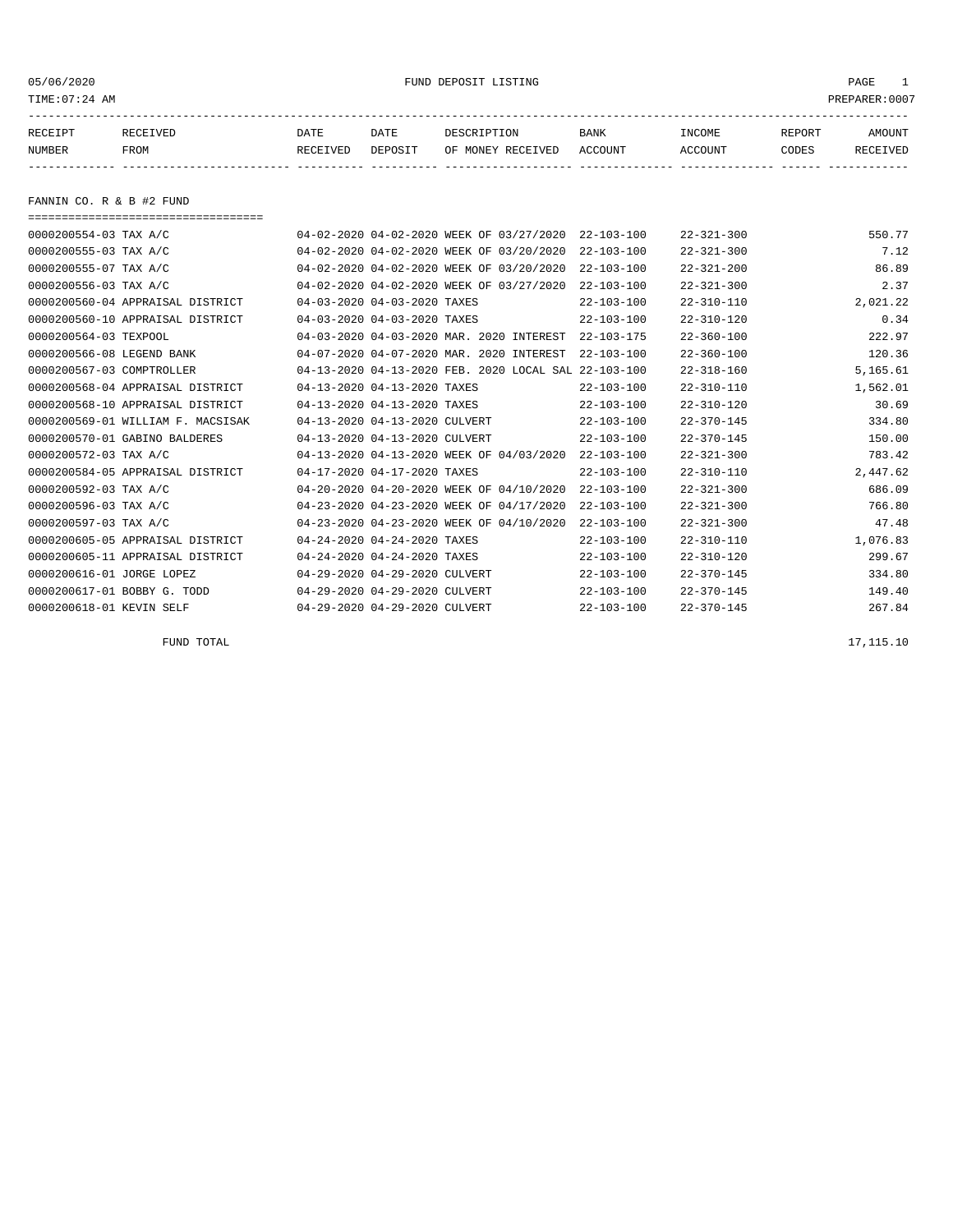05/06/2020 FUND DEPOSIT LISTING

TIME:07:24 AM PREPARER:0007

| RECEIPT NUMBER | RECEIVED FROM | DATE RECEIVED | DATE DEPOSIT | DESCRIPTION OF MONEY RECEIVED | BANK ACCOUNT | INCOME ACCOUNT | REPORT CODES | AMOUNT RECEIVED |
|---|---|---|---|---|---|---|---|---|

## FANNIN CO. R & B #2 FUND

| RECEIPT NUMBER | RECEIVED FROM | DATE RECEIVED | DATE DEPOSIT | DESCRIPTION OF MONEY RECEIVED | BANK ACCOUNT | INCOME ACCOUNT | REPORT CODES | AMOUNT RECEIVED |
|---|---|---|---|---|---|---|---|---|
| 0000200554-03 | TAX A/C | 04-02-2020 | 04-02-2020 | WEEK OF 03/27/2020 | 22-103-100 | 22-321-300 | | 550.77 |
| 0000200555-03 | TAX A/C | 04-02-2020 | 04-02-2020 | WEEK OF 03/20/2020 | 22-103-100 | 22-321-300 | | 7.12 |
| 0000200555-07 | TAX A/C | 04-02-2020 | 04-02-2020 | WEEK OF 03/20/2020 | 22-103-100 | 22-321-200 | | 86.89 |
| 0000200556-03 | TAX A/C | 04-02-2020 | 04-02-2020 | WEEK OF 03/27/2020 | 22-103-100 | 22-321-300 | | 2.37 |
| 0000200560-04 | APPRAISAL DISTRICT | 04-03-2020 | 04-03-2020 | TAXES | 22-103-100 | 22-310-110 | | 2,021.22 |
| 0000200560-10 | APPRAISAL DISTRICT | 04-03-2020 | 04-03-2020 | TAXES | 22-103-100 | 22-310-120 | | 0.34 |
| 0000200564-03 | TEXPOOL | 04-03-2020 | 04-03-2020 | MAR. 2020 INTEREST | 22-103-175 | 22-360-100 | | 222.97 |
| 0000200566-08 | LEGEND BANK | 04-07-2020 | 04-07-2020 | MAR. 2020 INTEREST | 22-103-100 | 22-360-100 | | 120.36 |
| 0000200567-03 | COMPTROLLER | 04-13-2020 | 04-13-2020 | FEB. 2020 LOCAL SAL | 22-103-100 | 22-318-160 | | 5,165.61 |
| 0000200568-04 | APPRAISAL DISTRICT | 04-13-2020 | 04-13-2020 | TAXES | 22-103-100 | 22-310-110 | | 1,562.01 |
| 0000200568-10 | APPRAISAL DISTRICT | 04-13-2020 | 04-13-2020 | TAXES | 22-103-100 | 22-310-120 | | 30.69 |
| 0000200569-01 | WILLIAM F. MACSISAK | 04-13-2020 | 04-13-2020 | CULVERT | 22-103-100 | 22-370-145 | | 334.80 |
| 0000200570-01 | GABINO BALDERES | 04-13-2020 | 04-13-2020 | CULVERT | 22-103-100 | 22-370-145 | | 150.00 |
| 0000200572-03 | TAX A/C | 04-13-2020 | 04-13-2020 | WEEK OF 04/03/2020 | 22-103-100 | 22-321-300 | | 783.42 |
| 0000200584-05 | APPRAISAL DISTRICT | 04-17-2020 | 04-17-2020 | TAXES | 22-103-100 | 22-310-110 | | 2,447.62 |
| 0000200592-03 | TAX A/C | 04-20-2020 | 04-20-2020 | WEEK OF 04/10/2020 | 22-103-100 | 22-321-300 | | 686.09 |
| 0000200596-03 | TAX A/C | 04-23-2020 | 04-23-2020 | WEEK OF 04/17/2020 | 22-103-100 | 22-321-300 | | 766.80 |
| 0000200597-03 | TAX A/C | 04-23-2020 | 04-23-2020 | WEEK OF 04/10/2020 | 22-103-100 | 22-321-300 | | 47.48 |
| 0000200605-05 | APPRAISAL DISTRICT | 04-24-2020 | 04-24-2020 | TAXES | 22-103-100 | 22-310-110 | | 1,076.83 |
| 0000200605-11 | APPRAISAL DISTRICT | 04-24-2020 | 04-24-2020 | TAXES | 22-103-100 | 22-310-120 | | 299.67 |
| 0000200616-01 | JORGE LOPEZ | 04-29-2020 | 04-29-2020 | CULVERT | 22-103-100 | 22-370-145 | | 334.80 |
| 0000200617-01 | BOBBY G. TODD | 04-29-2020 | 04-29-2020 | CULVERT | 22-103-100 | 22-370-145 | | 149.40 |
| 0000200618-01 | KEVIN SELF | 04-29-2020 | 04-29-2020 | CULVERT | 22-103-100 | 22-370-145 | | 267.84 |
| | FUND TOTAL | | | | | | | 17,115.10 |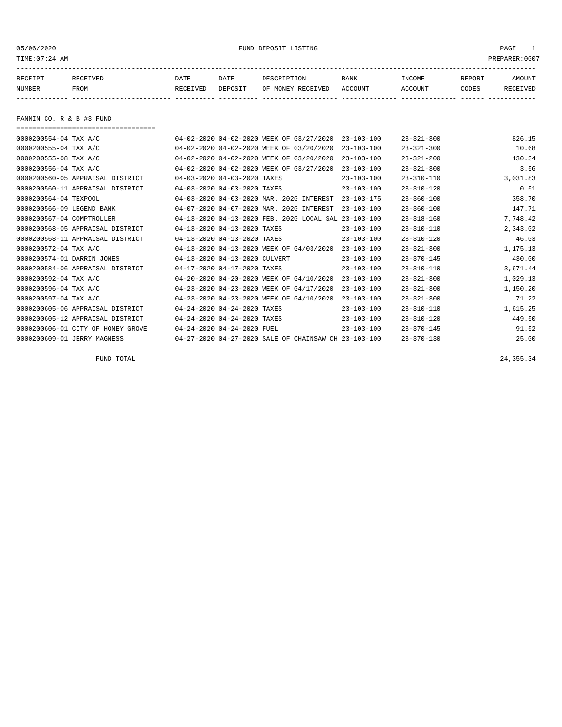05/06/2020 FUND DEPOSIT LISTING
TIME:07:24 AM PREPARER:0007

| RECEIPT NUMBER | RECEIVED FROM | DATE RECEIVED | DATE DEPOSIT | DESCRIPTION OF MONEY RECEIVED | BANK ACCOUNT | INCOME ACCOUNT | REPORT CODES | AMOUNT RECEIVED |
|---|---|---|---|---|---|---|---|---|
| **FANNIN CO. R & B #3 FUND** | | | | | | | | |
| 0000200554-04 | TAX A/C | 04-02-2020 | 04-02-2020 | WEEK OF 03/27/2020 | 23-103-100 | 23-321-300 | | 826.15 |
| 0000200555-04 | TAX A/C | 04-02-2020 | 04-02-2020 | WEEK OF 03/20/2020 | 23-103-100 | 23-321-300 | | 10.68 |
| 0000200555-08 | TAX A/C | 04-02-2020 | 04-02-2020 | WEEK OF 03/20/2020 | 23-103-100 | 23-321-200 | | 130.34 |
| 0000200556-04 | TAX A/C | 04-02-2020 | 04-02-2020 | WEEK OF 03/27/2020 | 23-103-100 | 23-321-300 | | 3.56 |
| 0000200560-05 | APPRAISAL DISTRICT | 04-03-2020 | 04-03-2020 | TAXES | 23-103-100 | 23-310-110 | | 3,031.83 |
| 0000200560-11 | APPRAISAL DISTRICT | 04-03-2020 | 04-03-2020 | TAXES | 23-103-100 | 23-310-120 | | 0.51 |
| 0000200564-04 | TEXPOOL | 04-03-2020 | 04-03-2020 | MAR. 2020 INTEREST | 23-103-175 | 23-360-100 | | 358.70 |
| 0000200566-09 | LEGEND BANK | 04-07-2020 | 04-07-2020 | MAR. 2020 INTEREST | 23-103-100 | 23-360-100 | | 147.71 |
| 0000200567-04 | COMPTROLLER | 04-13-2020 | 04-13-2020 | FEB. 2020 LOCAL SAL | 23-103-100 | 23-318-160 | | 7,748.42 |
| 0000200568-05 | APPRAISAL DISTRICT | 04-13-2020 | 04-13-2020 | TAXES | 23-103-100 | 23-310-110 | | 2,343.02 |
| 0000200568-11 | APPRAISAL DISTRICT | 04-13-2020 | 04-13-2020 | TAXES | 23-103-100 | 23-310-120 | | 46.03 |
| 0000200572-04 | TAX A/C | 04-13-2020 | 04-13-2020 | WEEK OF 04/03/2020 | 23-103-100 | 23-321-300 | | 1,175.13 |
| 0000200574-01 | DARRIN JONES | 04-13-2020 | 04-13-2020 | CULVERT | 23-103-100 | 23-370-145 | | 430.00 |
| 0000200584-06 | APPRAISAL DISTRICT | 04-17-2020 | 04-17-2020 | TAXES | 23-103-100 | 23-310-110 | | 3,671.44 |
| 0000200592-04 | TAX A/C | 04-20-2020 | 04-20-2020 | WEEK OF 04/10/2020 | 23-103-100 | 23-321-300 | | 1,029.13 |
| 0000200596-04 | TAX A/C | 04-23-2020 | 04-23-2020 | WEEK OF 04/17/2020 | 23-103-100 | 23-321-300 | | 1,150.20 |
| 0000200597-04 | TAX A/C | 04-23-2020 | 04-23-2020 | WEEK OF 04/10/2020 | 23-103-100 | 23-321-300 | | 71.22 |
| 0000200605-06 | APPRAISAL DISTRICT | 04-24-2020 | 04-24-2020 | TAXES | 23-103-100 | 23-310-110 | | 1,615.25 |
| 0000200605-12 | APPRAISAL DISTRICT | 04-24-2020 | 04-24-2020 | TAXES | 23-103-100 | 23-310-120 | | 449.50 |
| 0000200606-01 | CITY OF HONEY GROVE | 04-24-2020 | 04-24-2020 | FUEL | 23-103-100 | 23-370-145 | | 91.52 |
| 0000200609-01 | JERRY MAGNESS | 04-27-2020 | 04-27-2020 | SALE OF CHAINSAW CH | 23-103-100 | 23-370-130 | | 25.00 |
| | FUND TOTAL | | | | | | | 24,355.34 |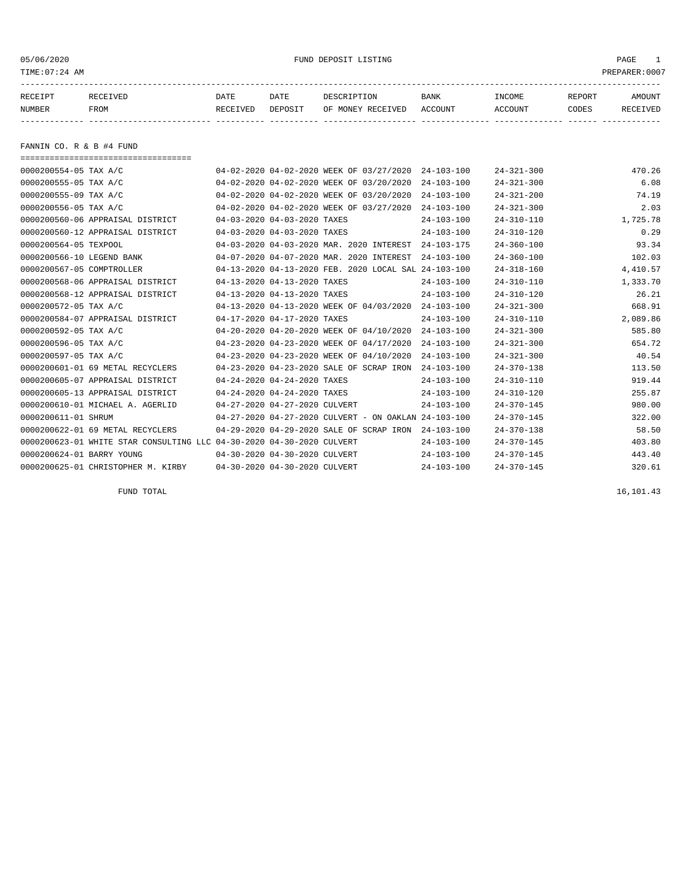05/06/2020 FUND DEPOSIT LISTING

TIME:07:24 AM PREPARER:0007

## FANNIN CO. R & B #4 FUND

| RECEIPT NUMBER | RECEIVED FROM | DATE RECEIVED | DATE DEPOSIT | DESCRIPTION OF MONEY RECEIVED | BANK ACCOUNT | INCOME ACCOUNT | REPORT CODES | AMOUNT RECEIVED |
|---|---|---|---|---|---|---|---|---|
| 0000200554-05 | TAX A/C | 04-02-2020 | 04-02-2020 | WEEK OF 03/27/2020 | 24-103-100 | 24-321-300 | | 470.26 |
| 0000200555-05 | TAX A/C | 04-02-2020 | 04-02-2020 | WEEK OF 03/20/2020 | 24-103-100 | 24-321-300 | | 6.08 |
| 0000200555-09 | TAX A/C | 04-02-2020 | 04-02-2020 | WEEK OF 03/20/2020 | 24-103-100 | 24-321-200 | | 74.19 |
| 0000200556-05 | TAX A/C | 04-02-2020 | 04-02-2020 | WEEK OF 03/27/2020 | 24-103-100 | 24-321-300 | | 2.03 |
| 0000200560-06 | APPRAISAL DISTRICT | 04-03-2020 | 04-03-2020 | TAXES | 24-103-100 | 24-310-110 | | 1,725.78 |
| 0000200560-12 | APPRAISAL DISTRICT | 04-03-2020 | 04-03-2020 | TAXES | 24-103-100 | 24-310-120 | | 0.29 |
| 0000200564-05 | TEXPOOL | 04-03-2020 | 04-03-2020 | MAR. 2020 INTEREST | 24-103-175 | 24-360-100 | | 93.34 |
| 0000200566-10 | LEGEND BANK | 04-07-2020 | 04-07-2020 | MAR. 2020 INTEREST | 24-103-100 | 24-360-100 | | 102.03 |
| 0000200567-05 | COMPTROLLER | 04-13-2020 | 04-13-2020 | FEB. 2020 LOCAL SAL | 24-103-100 | 24-318-160 | | 4,410.57 |
| 0000200568-06 | APPRAISAL DISTRICT | 04-13-2020 | 04-13-2020 | TAXES | 24-103-100 | 24-310-110 | | 1,333.70 |
| 0000200568-12 | APPRAISAL DISTRICT | 04-13-2020 | 04-13-2020 | TAXES | 24-103-100 | 24-310-120 | | 26.21 |
| 0000200572-05 | TAX A/C | 04-13-2020 | 04-13-2020 | WEEK OF 04/03/2020 | 24-103-100 | 24-321-300 | | 668.91 |
| 0000200584-07 | APPRAISAL DISTRICT | 04-17-2020 | 04-17-2020 | TAXES | 24-103-100 | 24-310-110 | | 2,089.86 |
| 0000200592-05 | TAX A/C | 04-20-2020 | 04-20-2020 | WEEK OF 04/10/2020 | 24-103-100 | 24-321-300 | | 585.80 |
| 0000200596-05 | TAX A/C | 04-23-2020 | 04-23-2020 | WEEK OF 04/17/2020 | 24-103-100 | 24-321-300 | | 654.72 |
| 0000200597-05 | TAX A/C | 04-23-2020 | 04-23-2020 | WEEK OF 04/10/2020 | 24-103-100 | 24-321-300 | | 40.54 |
| 0000200601-01 | 69 METAL RECYCLERS | 04-23-2020 | 04-23-2020 | SALE OF SCRAP IRON | 24-103-100 | 24-370-138 | | 113.50 |
| 0000200605-07 | APPRAISAL DISTRICT | 04-24-2020 | 04-24-2020 | TAXES | 24-103-100 | 24-310-110 | | 919.44 |
| 0000200605-13 | APPRAISAL DISTRICT | 04-24-2020 | 04-24-2020 | TAXES | 24-103-100 | 24-310-120 | | 255.87 |
| 0000200610-01 | MICHAEL A. AGERLID | 04-27-2020 | 04-27-2020 | CULVERT | 24-103-100 | 24-370-145 | | 980.00 |
| 0000200611-01 | SHRUM | 04-27-2020 | 04-27-2020 | CULVERT - ON OAKLAN | 24-103-100 | 24-370-145 | | 322.00 |
| 0000200622-01 | 69 METAL RECYCLERS | 04-29-2020 | 04-29-2020 | SALE OF SCRAP IRON | 24-103-100 | 24-370-138 | | 58.50 |
| 0000200623-01 | WHITE STAR CONSULTING LLC | 04-30-2020 | 04-30-2020 | CULVERT | 24-103-100 | 24-370-145 | | 403.80 |
| 0000200624-01 | BARRY YOUNG | 04-30-2020 | 04-30-2020 | CULVERT | 24-103-100 | 24-370-145 | | 443.40 |
| 0000200625-01 | CHRISTOPHER M. KIRBY | 04-30-2020 | 04-30-2020 | CULVERT | 24-103-100 | 24-370-145 | | 320.61 |

FUND TOTAL 16,101.43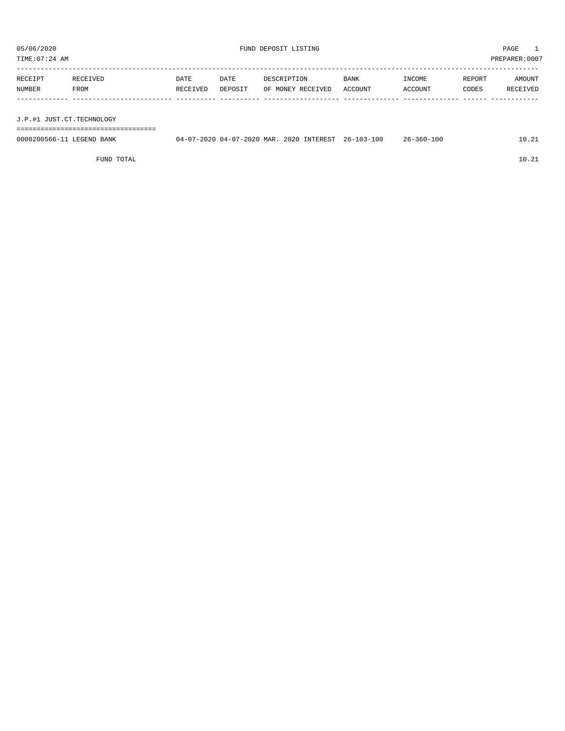05/06/2020 FUND DEPOSIT LISTING PAGE 1

TIME:07:24 AM PREPARER:0007

| RECEIPT NUMBER | RECEIVED FROM | DATE RECEIVED | DATE DEPOSIT | DESCRIPTION OF MONEY RECEIVED | BANK ACCOUNT | INCOME ACCOUNT | REPORT CODES | AMOUNT RECEIVED |
|---|---|---|---|---|---|---|---|---|

## J.P.#1 JUST.CT.TECHNOLOGY

| RECEIPT NUMBER | RECEIVED FROM | DATE RECEIVED | DATE DEPOSIT | DESCRIPTION OF MONEY RECEIVED | BANK ACCOUNT | INCOME ACCOUNT | REPORT CODES | AMOUNT RECEIVED |
|---|---|---|---|---|---|---|---|---|
| 0000200566-11 | LEGEND BANK | 04-07-2020 | 04-07-2020 | MAR. 2020 INTEREST | 26-103-100 | 26-360-100 | | 10.21 |
| | FUND TOTAL | | | | | | | 10.21 |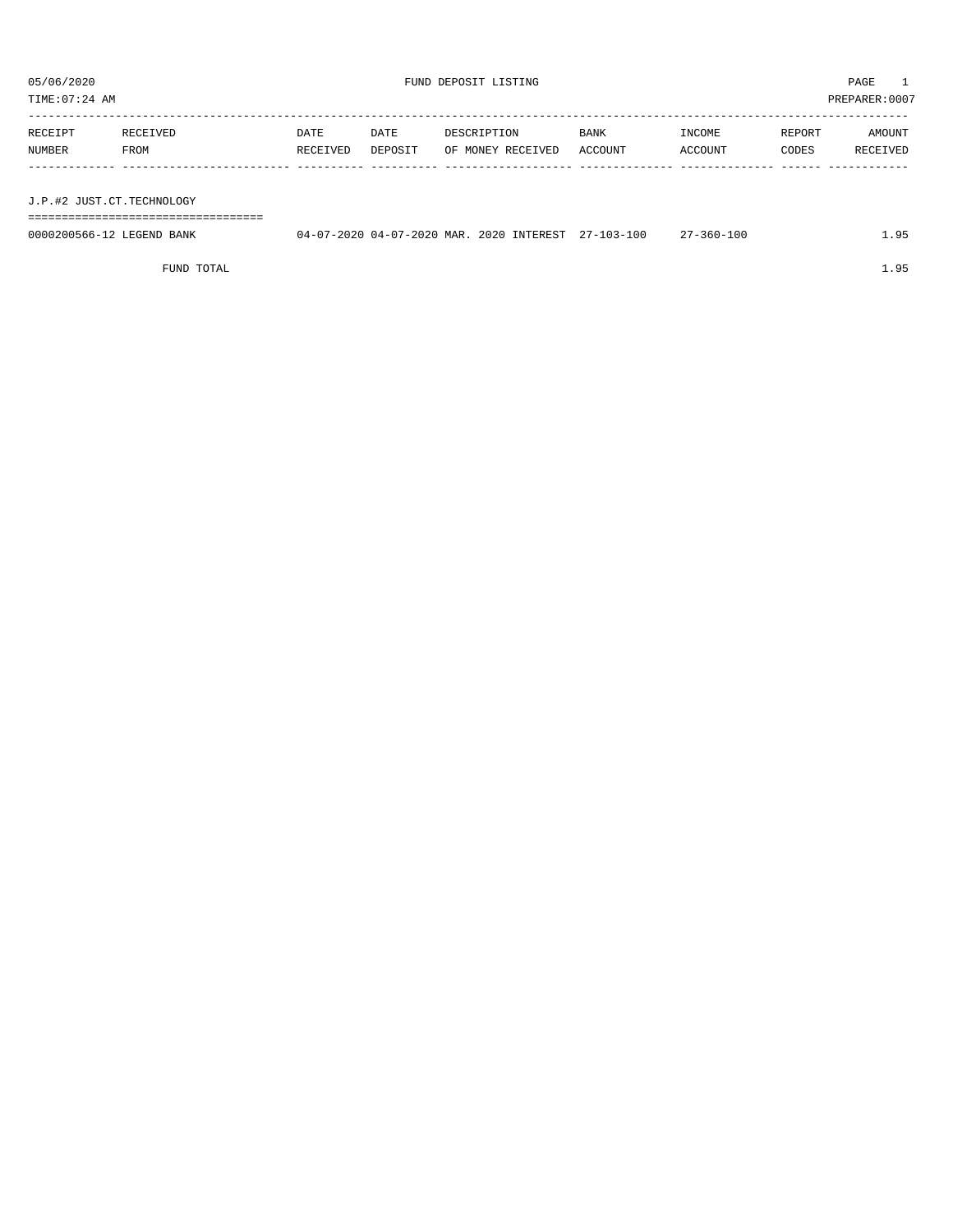05/06/2020 FUND DEPOSIT LISTING PAGE 1

TIME:07:24 AM PREPARER:0007

| RECEIPT NUMBER | RECEIVED FROM | DATE RECEIVED | DATE DEPOSIT | DESCRIPTION OF MONEY RECEIVED | BANK ACCOUNT | INCOME ACCOUNT | REPORT CODES | AMOUNT RECEIVED |
|---|---|---|---|---|---|---|---|---|
| J.P.#2 JUST.CT.TECHNOLOGY | | | | | | | | |
| 0000200566-12 | LEGEND BANK | 04-07-2020 | 04-07-2020 | MAR. 2020 INTEREST | 27-103-100 | 27-360-100 | | 1.95 |
| | FUND TOTAL | | | | | | | 1.95 |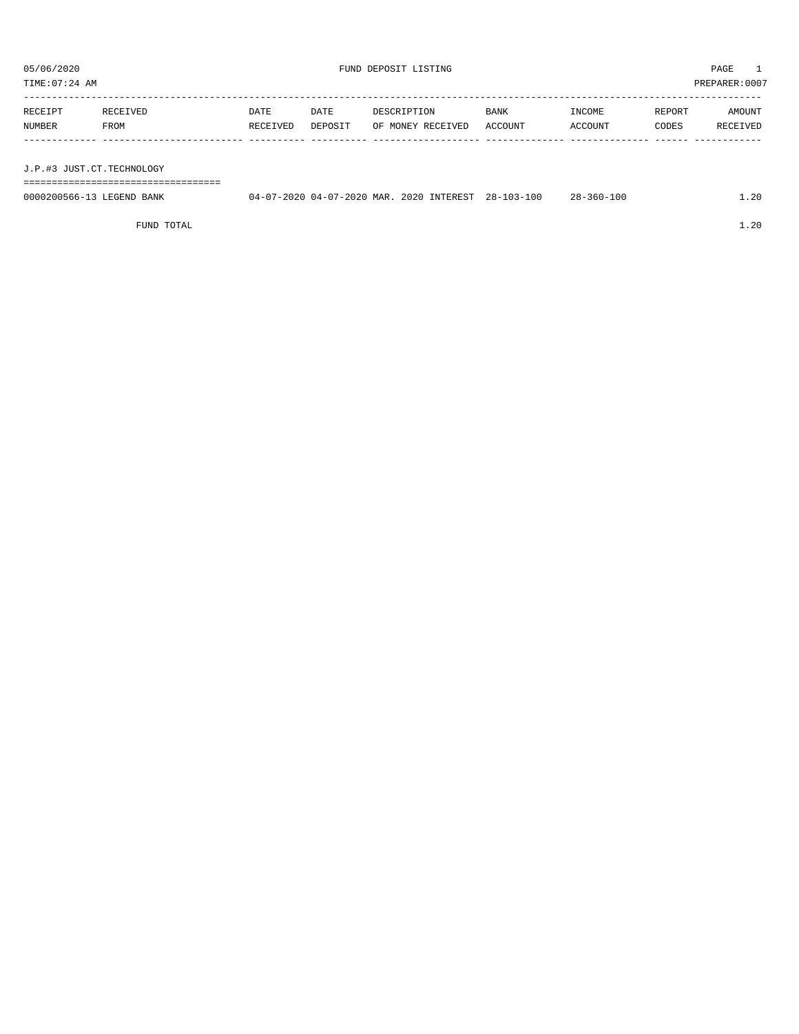05/06/2020 FUND DEPOSIT LISTING PAGE 1

TIME:07:24 AM PREPARER:0007

| RECEIPT NUMBER | RECEIVED FROM | DATE RECEIVED | DATE DEPOSIT | DESCRIPTION OF MONEY RECEIVED | BANK ACCOUNT | INCOME ACCOUNT | REPORT CODES | AMOUNT RECEIVED |
|---|---|---|---|---|---|---|---|---|
| **J.P.#3 JUST.CT.TECHNOLOGY** | | | | | | | | |
| 0000200566-13 | LEGEND BANK | 04-07-2020 | 04-07-2020 | MAR. 2020 INTEREST | 28-103-100 | 28-360-100 | | 1.20 |
| | FUND TOTAL | | | | | | | 1.20 |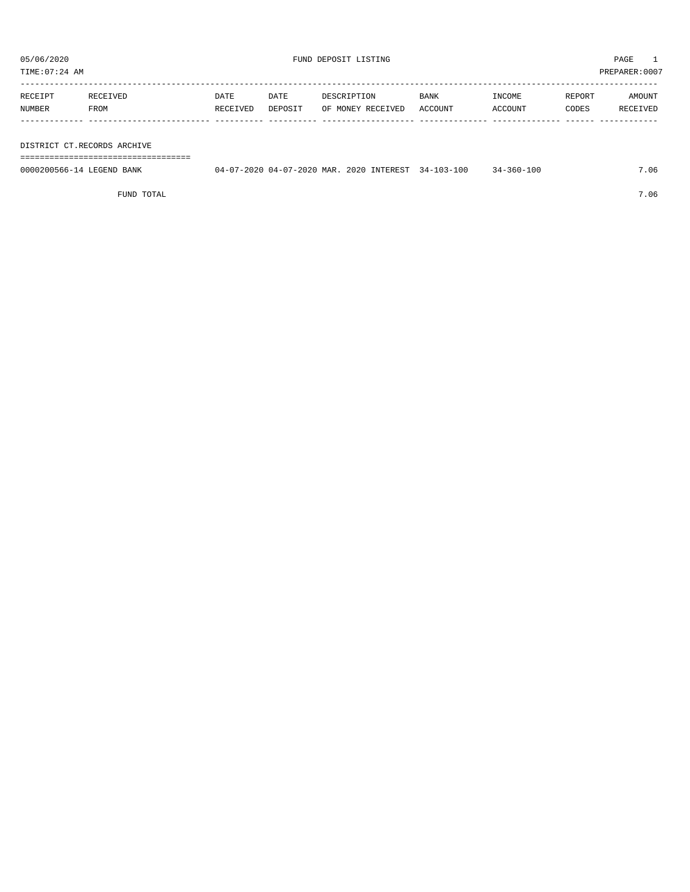05/06/2020 FUND DEPOSIT LISTING PAGE 1

TIME:07:24 AM PREPARER:0007

| RECEIPT NUMBER | RECEIVED FROM | DATE RECEIVED | DATE DEPOSIT | DESCRIPTION OF MONEY RECEIVED | BANK ACCOUNT | INCOME ACCOUNT | REPORT CODES | AMOUNT RECEIVED |
|---|---|---|---|---|---|---|---|---|
| **DISTRICT CT.RECORDS ARCHIVE** | | | | | | | | |
| 0000200566-14 | LEGEND BANK | 04-07-2020 | 04-07-2020 | MAR. 2020 INTEREST | 34-103-100 | 34-360-100 | | 7.06 |
| | FUND TOTAL | | | | | | | 7.06 |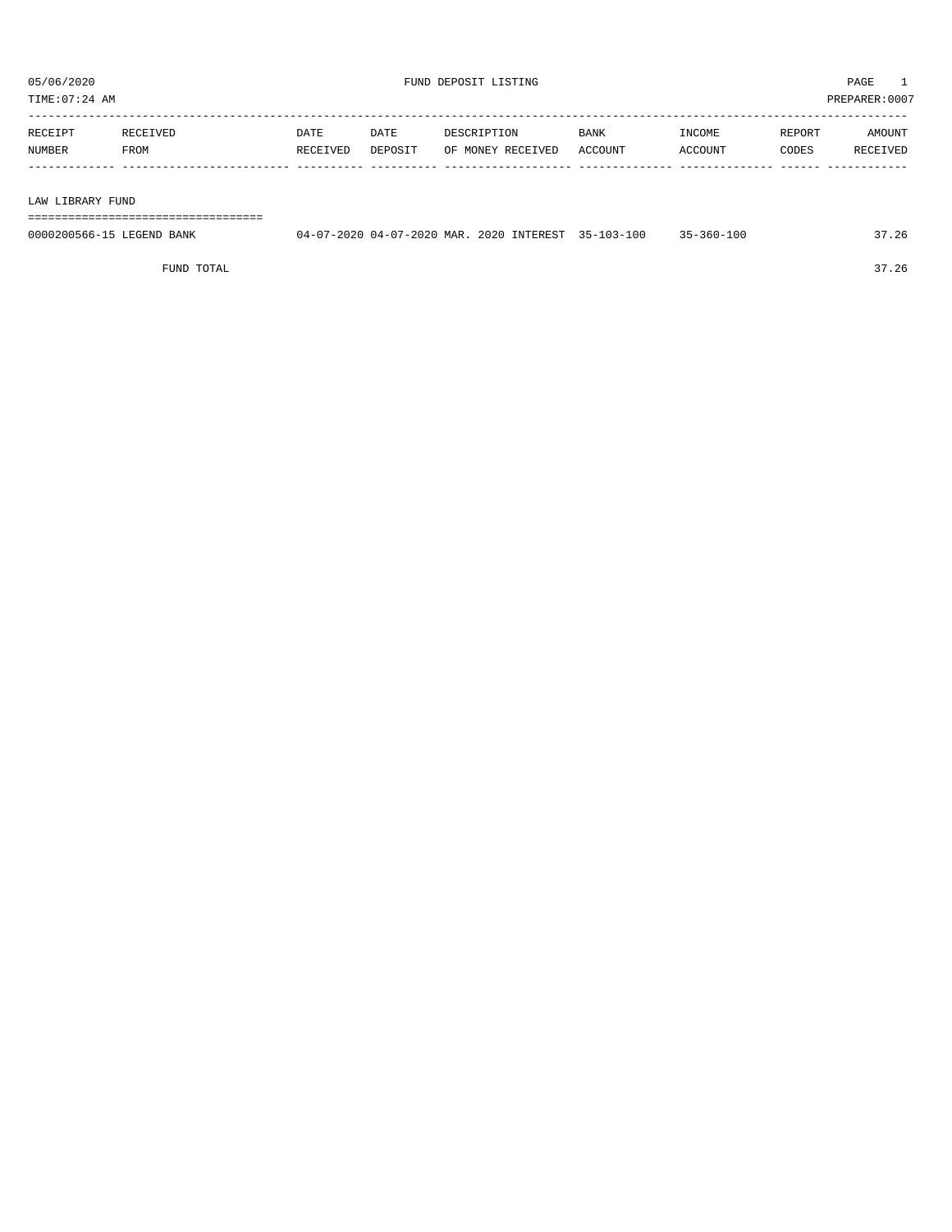05/06/2020 FUND DEPOSIT LISTING PAGE 1

TIME:07:24 AM PREPARER:0007

| RECEIPT NUMBER | RECEIVED FROM | DATE RECEIVED | DATE DEPOSIT | DESCRIPTION OF MONEY RECEIVED | BANK ACCOUNT | INCOME ACCOUNT | REPORT CODES | AMOUNT RECEIVED |
|---|---|---|---|---|---|---|---|---|
| **LAW LIBRARY FUND** | | | | | | | | |
| 0000200566-15 | LEGEND BANK | 04-07-2020 | 04-07-2020 | MAR. 2020 INTEREST | 35-103-100 | 35-360-100 | | 37.26 |
| | FUND TOTAL | | | | | | | 37.26 |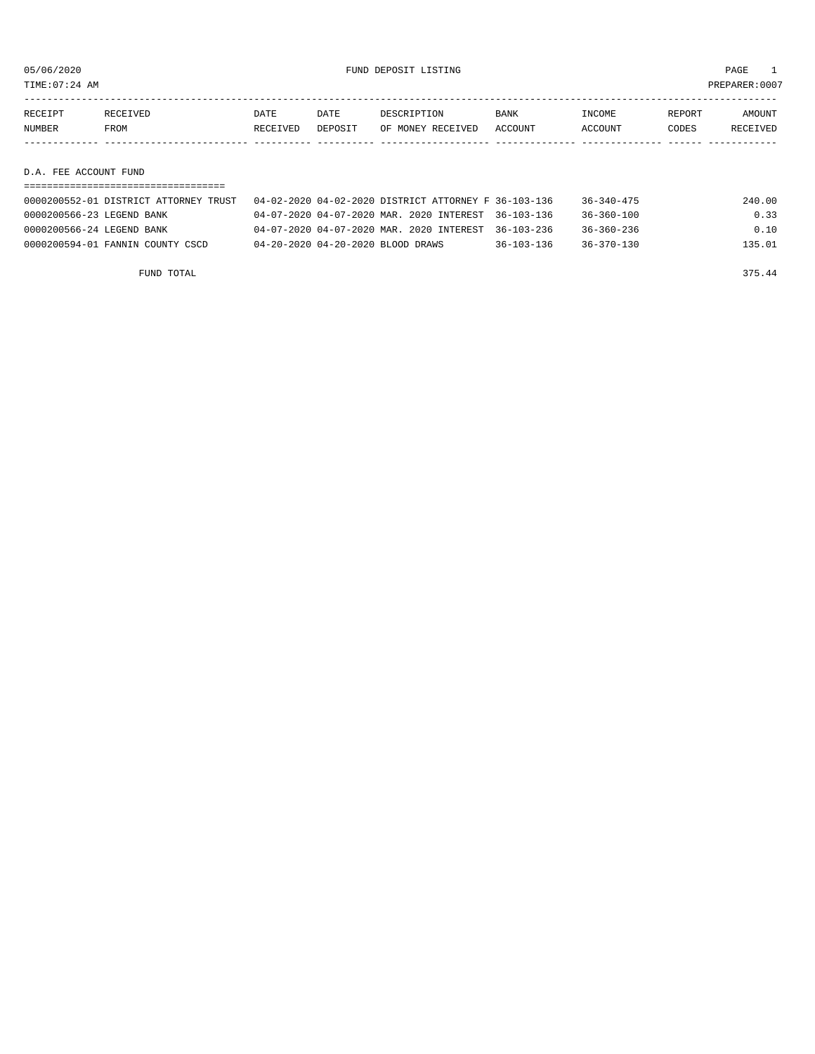05/06/2020 FUND DEPOSIT LISTING PAGE 1

TIME:07:24 AM PREPARER:0007

| RECEIPT NUMBER | RECEIVED FROM | DATE RECEIVED | DATE DEPOSIT | DESCRIPTION OF MONEY RECEIVED | BANK ACCOUNT | INCOME ACCOUNT | REPORT CODES | AMOUNT RECEIVED |
|---|---|---|---|---|---|---|---|---|
| **D.A. FEE ACCOUNT FUND** | | | | | | | | |
| 0000200552-01 | DISTRICT ATTORNEY TRUST | 04-02-2020 | 04-02-2020 | DISTRICT ATTORNEY F | 36-103-136 | 36-340-475 | | 240.00 |
| 0000200566-23 | LEGEND BANK | 04-07-2020 | 04-07-2020 | MAR. 2020 INTEREST | 36-103-136 | 36-360-100 | | 0.33 |
| 0000200566-24 | LEGEND BANK | 04-07-2020 | 04-07-2020 | MAR. 2020 INTEREST | 36-103-236 | 36-360-236 | | 0.10 |
| 0000200594-01 | FANNIN COUNTY CSCD | 04-20-2020 | 04-20-2020 | BLOOD DRAWS | 36-103-136 | 36-370-130 | | 135.01 |
| | FUND TOTAL | | | | | | | 375.44 |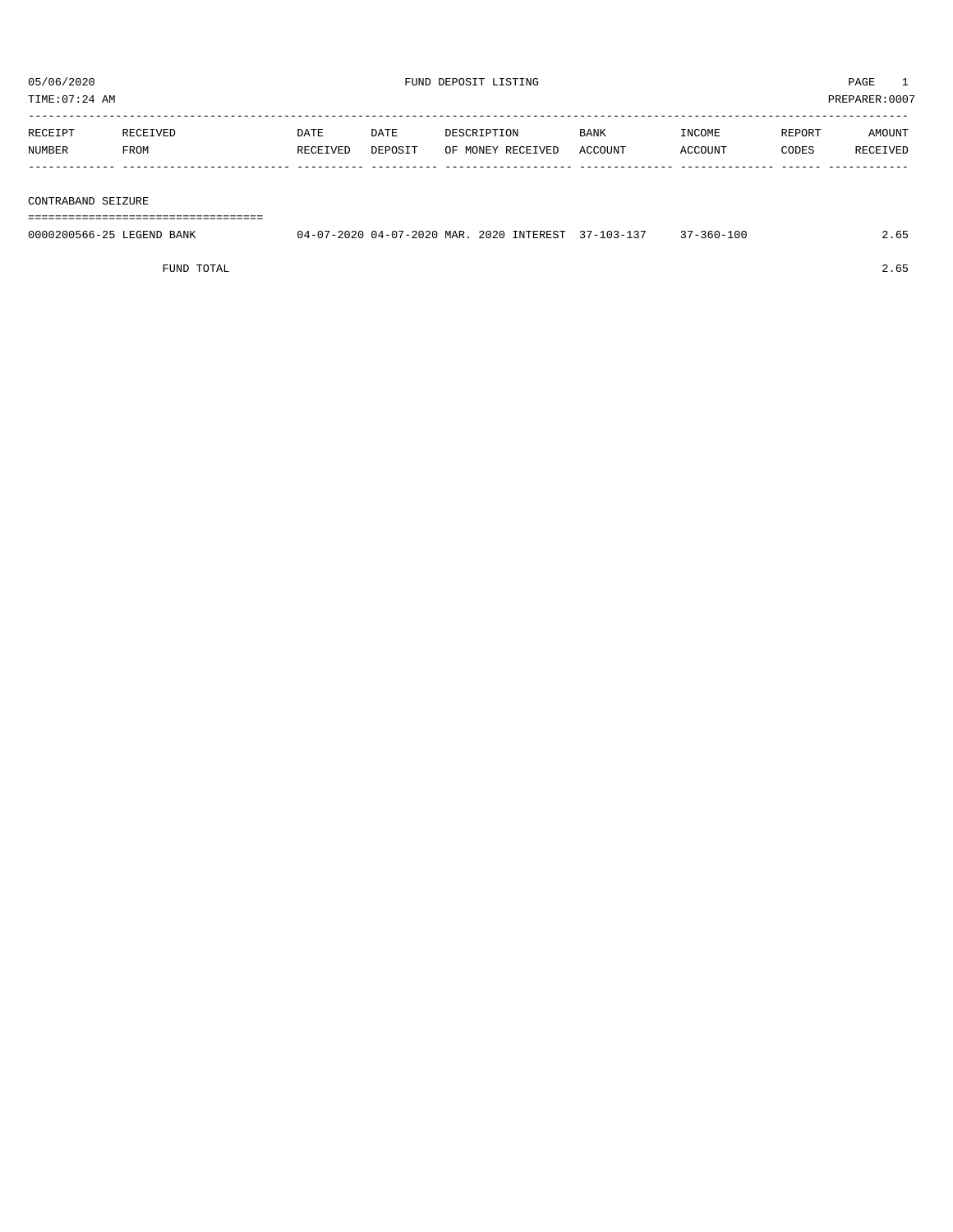05/06/2020 FUND DEPOSIT LISTING PAGE 1
TIME:07:24 AM PREPARER:0007

| RECEIPT NUMBER | RECEIVED FROM | DATE RECEIVED | DATE DEPOSIT | DESCRIPTION OF MONEY RECEIVED | BANK ACCOUNT | INCOME ACCOUNT | REPORT CODES | AMOUNT RECEIVED |
|---|---|---|---|---|---|---|---|---|
| **CONTRABAND SEIZURE** | | | | | | | | |
| 0000200566-25 | LEGEND BANK | 04-07-2020 | 04-07-2020 | MAR. 2020 INTEREST | 37-103-137 | 37-360-100 | | 2.65 |
| | FUND TOTAL | | | | | | | 2.65 |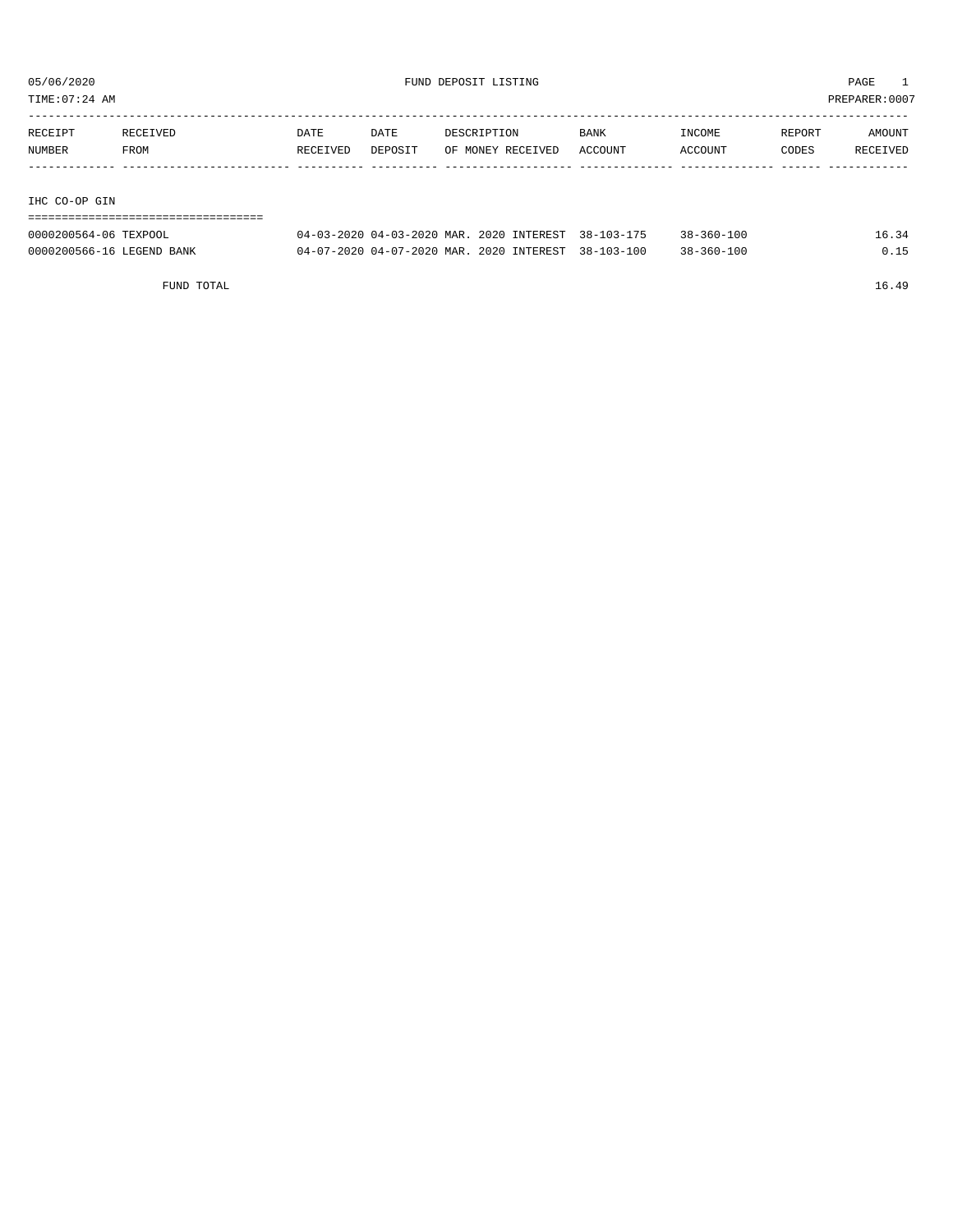05/06/2020 FUND DEPOSIT LISTING

TIME:07:24 AM PREPARER:0007

| RECEIPT NUMBER | RECEIVED FROM | DATE RECEIVED | DATE DEPOSIT | DESCRIPTION OF MONEY RECEIVED | BANK ACCOUNT | INCOME ACCOUNT | REPORT CODES | AMOUNT RECEIVED |
|---|---|---|---|---|---|---|---|---|
| **IHC CO-OP GIN** | | | | | | | | |
| 0000200564-06 | TEXPOOL | 04-03-2020 | 04-03-2020 | MAR. 2020 INTEREST | 38-103-175 | 38-360-100 | | 16.34 |
| 0000200566-16 | LEGEND BANK | 04-07-2020 | 04-07-2020 | MAR. 2020 INTEREST | 38-103-100 | 38-360-100 | | 0.15 |
| | FUND TOTAL | | | | | | | 16.49 |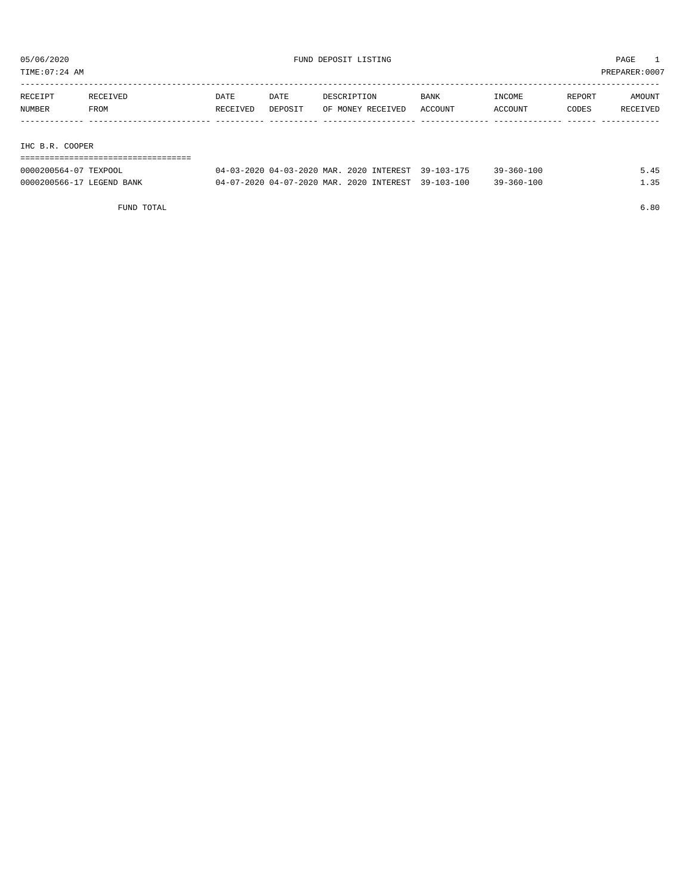05/06/2020 FUND DEPOSIT LISTING

TIME:07:24 AM PREPARER:0007

| RECEIPT NUMBER | RECEIVED FROM | DATE RECEIVED | DATE DEPOSIT | DESCRIPTION OF MONEY RECEIVED | BANK ACCOUNT | INCOME ACCOUNT | REPORT CODES | AMOUNT RECEIVED |
|---|---|---|---|---|---|---|---|---|
| **IHC B.R. COOPER** | | | | | | | | |
| 0000200564-07 | TEXPOOL | 04-03-2020 | 04-03-2020 | MAR. 2020 INTEREST | 39-103-175 | 39-360-100 | | 5.45 |
| 0000200566-17 | LEGEND BANK | 04-07-2020 | 04-07-2020 | MAR. 2020 INTEREST | 39-103-100 | 39-360-100 | | 1.35 |
| | FUND TOTAL | | | | | | | 6.80 |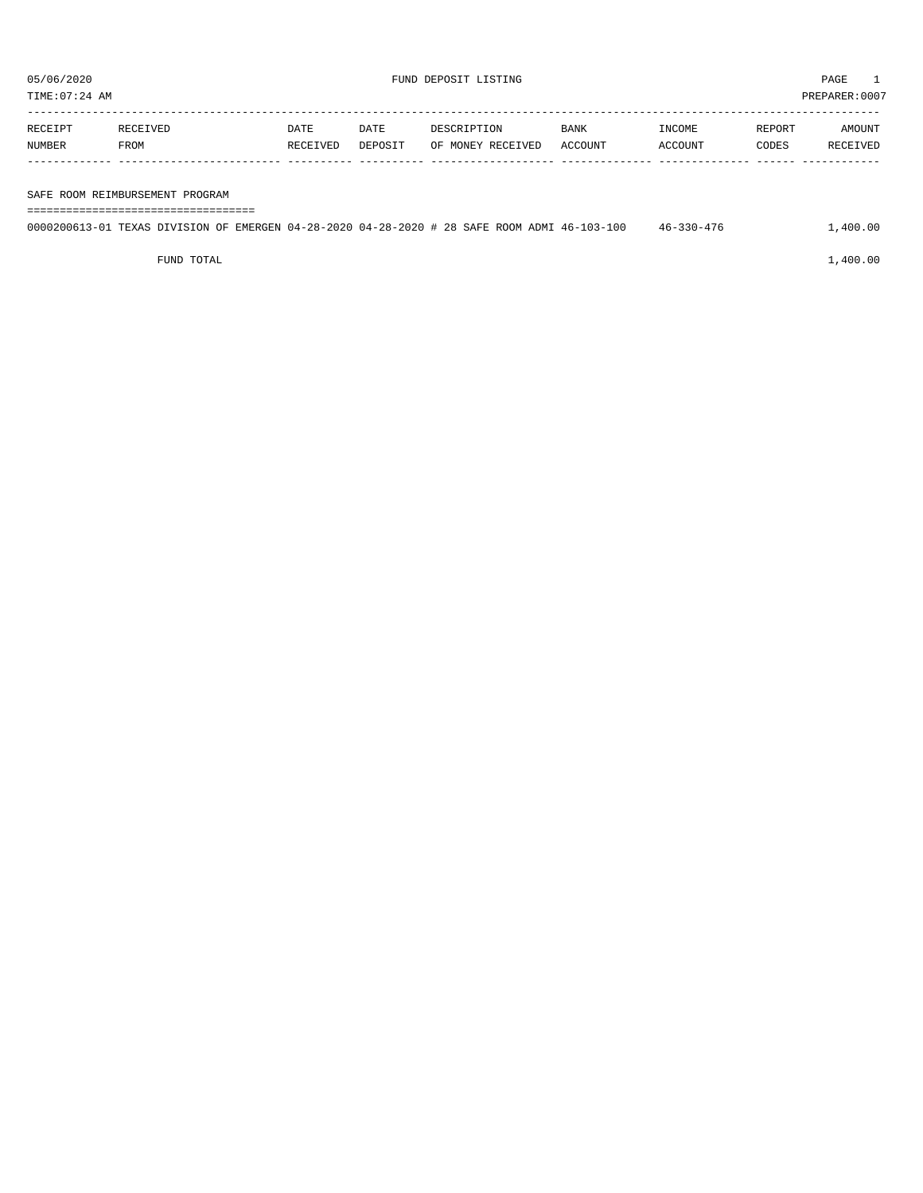05/06/2020 FUND DEPOSIT LISTING

TIME:07:24 AM PREPARER:0007

| RECEIPT NUMBER | RECEIVED FROM | DATE RECEIVED | DATE DEPOSIT | DESCRIPTION OF MONEY RECEIVED | BANK ACCOUNT | INCOME ACCOUNT | REPORT CODES | AMOUNT RECEIVED |
|---|---|---|---|---|---|---|---|---|
| **SAFE ROOM REIMBURSEMENT PROGRAM** | | | | | | | | |
| 0000200613-01 | TEXAS DIVISION OF EMERGEN | 04-28-2020 | 04-28-2020 | # 28 SAFE ROOM ADMI | 46-103-100 | 46-330-476 | | 1,400.00 |
| FUND TOTAL | | | | | | | | 1,400.00 |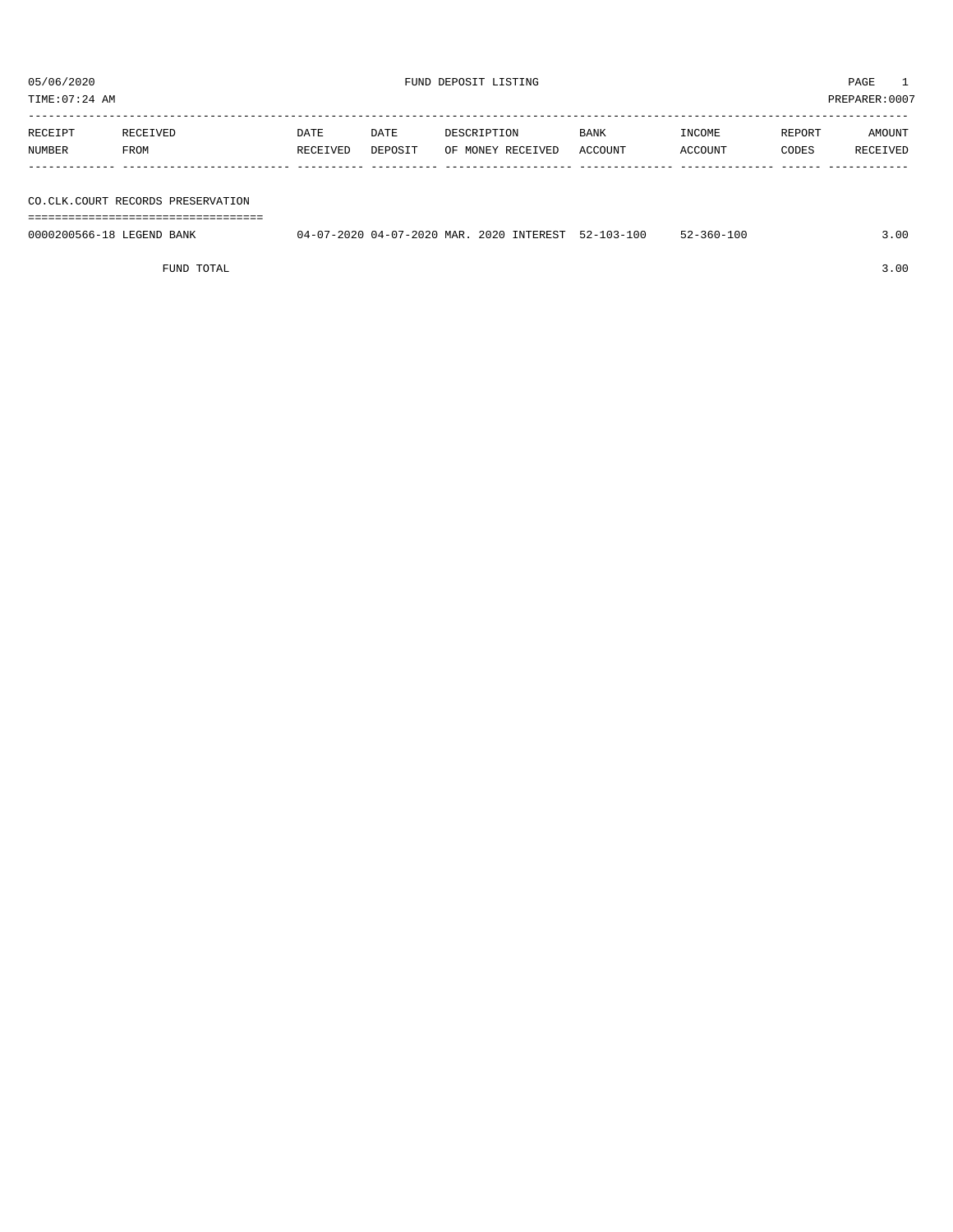05/06/2020 FUND DEPOSIT LISTING PAGE 1

TIME:07:24 AM PREPARER:0007

| RECEIPT NUMBER | RECEIVED FROM | DATE RECEIVED | DATE DEPOSIT | DESCRIPTION OF MONEY RECEIVED | BANK ACCOUNT | INCOME ACCOUNT | REPORT CODES | AMOUNT RECEIVED |
|---|---|---|---|---|---|---|---|---|
| **CO.CLK.COURT RECORDS PRESERVATION** | | | | | | | | |
| 0000200566-18 | LEGEND BANK | 04-07-2020 | 04-07-2020 | MAR. 2020 INTEREST | 52-103-100 | 52-360-100 | | 3.00 |
| | FUND TOTAL | | | | | | | 3.00 |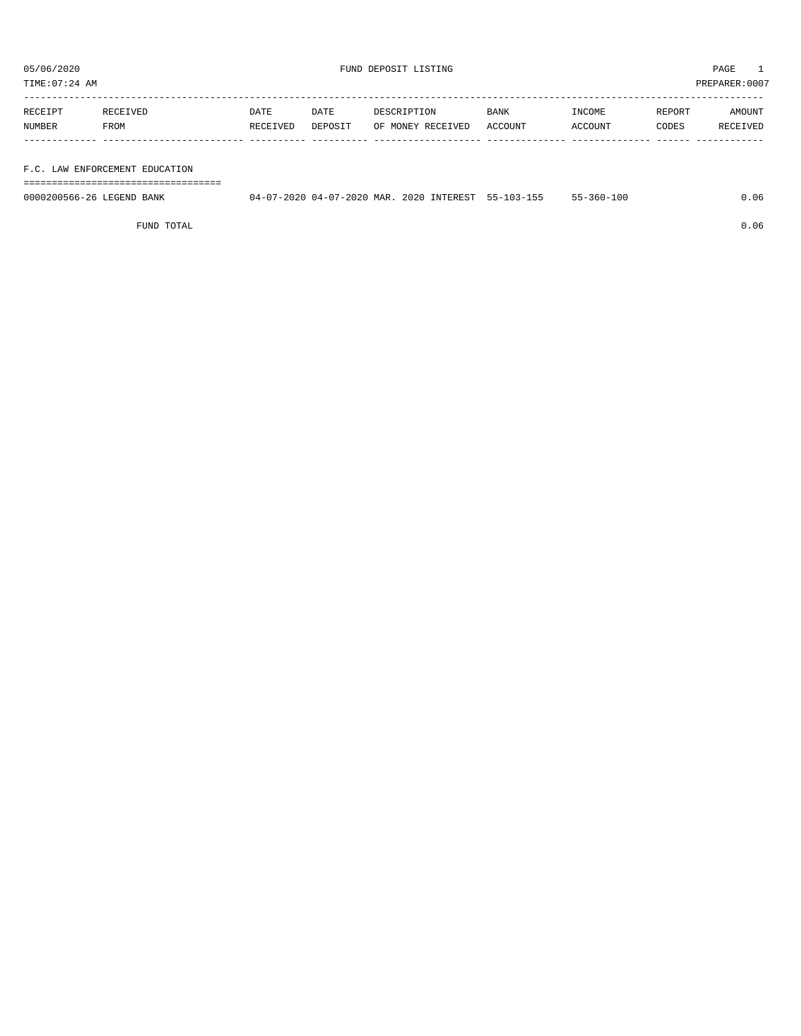05/06/2020 FUND DEPOSIT LISTING PAGE 1

TIME:07:24 AM PREPARER:0007

| RECEIPT NUMBER | RECEIVED FROM | DATE RECEIVED | DATE DEPOSIT | DESCRIPTION OF MONEY RECEIVED | BANK ACCOUNT | INCOME ACCOUNT | REPORT CODES | AMOUNT RECEIVED |
|---|---|---|---|---|---|---|---|---|
| **F.C. LAW ENFORCEMENT EDUCATION** | | | | | | | | |
| 0000200566-26 | LEGEND BANK | 04-07-2020 | 04-07-2020 | MAR. 2020 INTEREST | 55-103-155 | 55-360-100 | | 0.06 |
| | FUND TOTAL | | | | | | | 0.06 |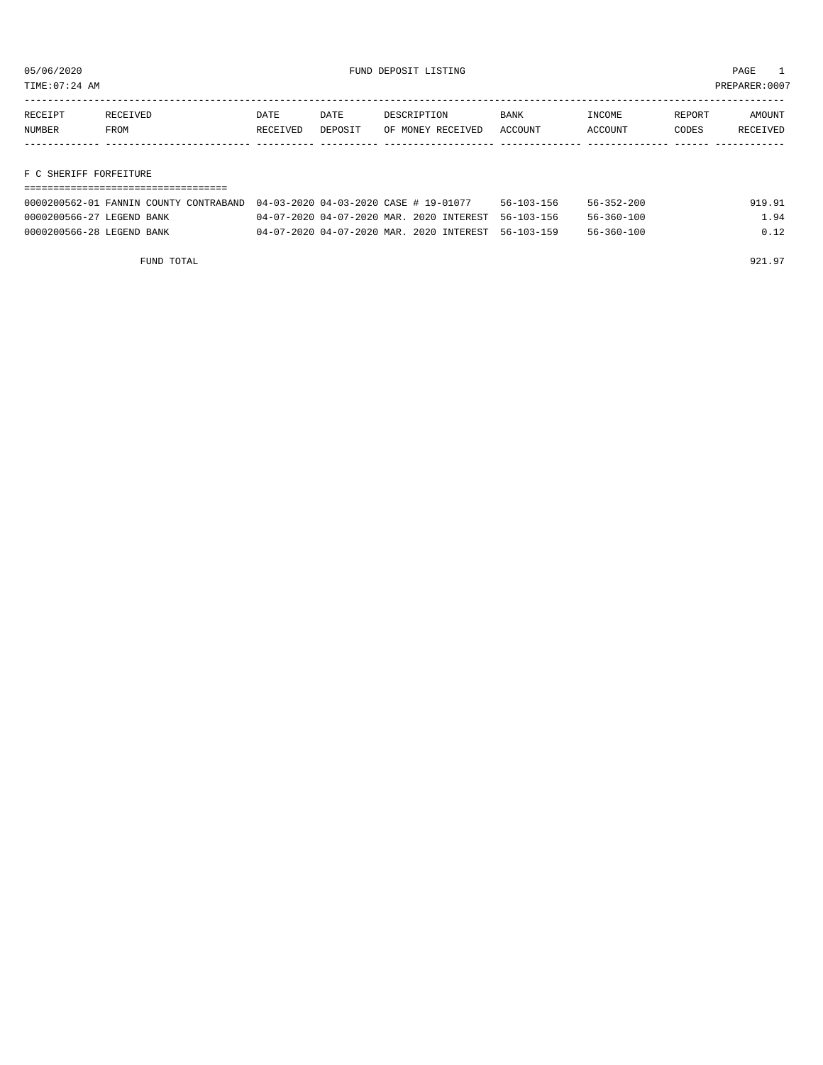05/06/2020 FUND DEPOSIT LISTING

TIME:07:24 AM PREPARER:0007

| RECEIPT NUMBER | RECEIVED FROM | DATE RECEIVED | DATE DEPOSIT | DESCRIPTION OF MONEY RECEIVED | BANK ACCOUNT | INCOME ACCOUNT | REPORT CODES | AMOUNT RECEIVED |
|---|---|---|---|---|---|---|---|---|

## F C SHERIFF FORFEITURE

| RECEIPT NUMBER | RECEIVED FROM | DATE RECEIVED | DATE DEPOSIT | DESCRIPTION OF MONEY RECEIVED | BANK ACCOUNT | INCOME ACCOUNT | REPORT CODES | AMOUNT RECEIVED |
|---|---|---|---|---|---|---|---|---|
| 0000200562-01 | FANNIN COUNTY CONTRABAND | 04-03-2020 | 04-03-2020 | CASE # 19-01077 | 56-103-156 | 56-352-200 | | 919.91 |
| 0000200566-27 | LEGEND BANK | 04-07-2020 | 04-07-2020 | MAR. 2020 INTEREST | 56-103-156 | 56-360-100 | | 1.94 |
| 0000200566-28 | LEGEND BANK | 04-07-2020 | 04-07-2020 | MAR. 2020 INTEREST | 56-103-159 | 56-360-100 | | 0.12 |
| | FUND TOTAL | | | | | | | 921.97 |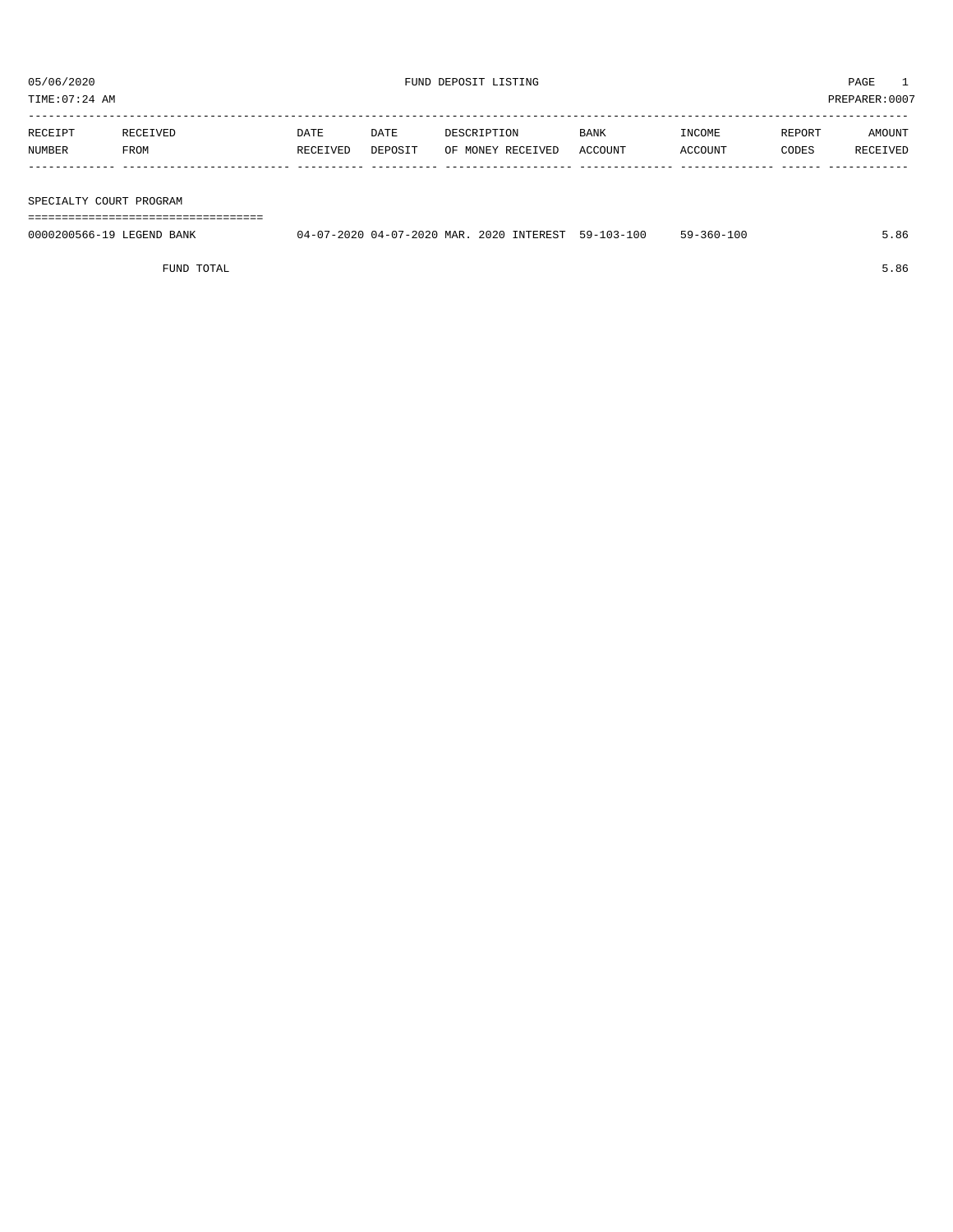05/06/2020 FUND DEPOSIT LISTING PAGE 1

TIME:07:24 AM PREPARER:0007

| RECEIPT NUMBER | RECEIVED FROM | DATE RECEIVED | DATE DEPOSIT | DESCRIPTION OF MONEY RECEIVED | BANK ACCOUNT | INCOME ACCOUNT | REPORT CODES | AMOUNT RECEIVED |
|---|---|---|---|---|---|---|---|---|
| **SPECIALTY COURT PROGRAM** | | | | | | | | |
| 0000200566-19 | LEGEND BANK | 04-07-2020 | 04-07-2020 | MAR. 2020 INTEREST | 59-103-100 | 59-360-100 | | 5.86 |
| | FUND TOTAL | | | | | | | 5.86 |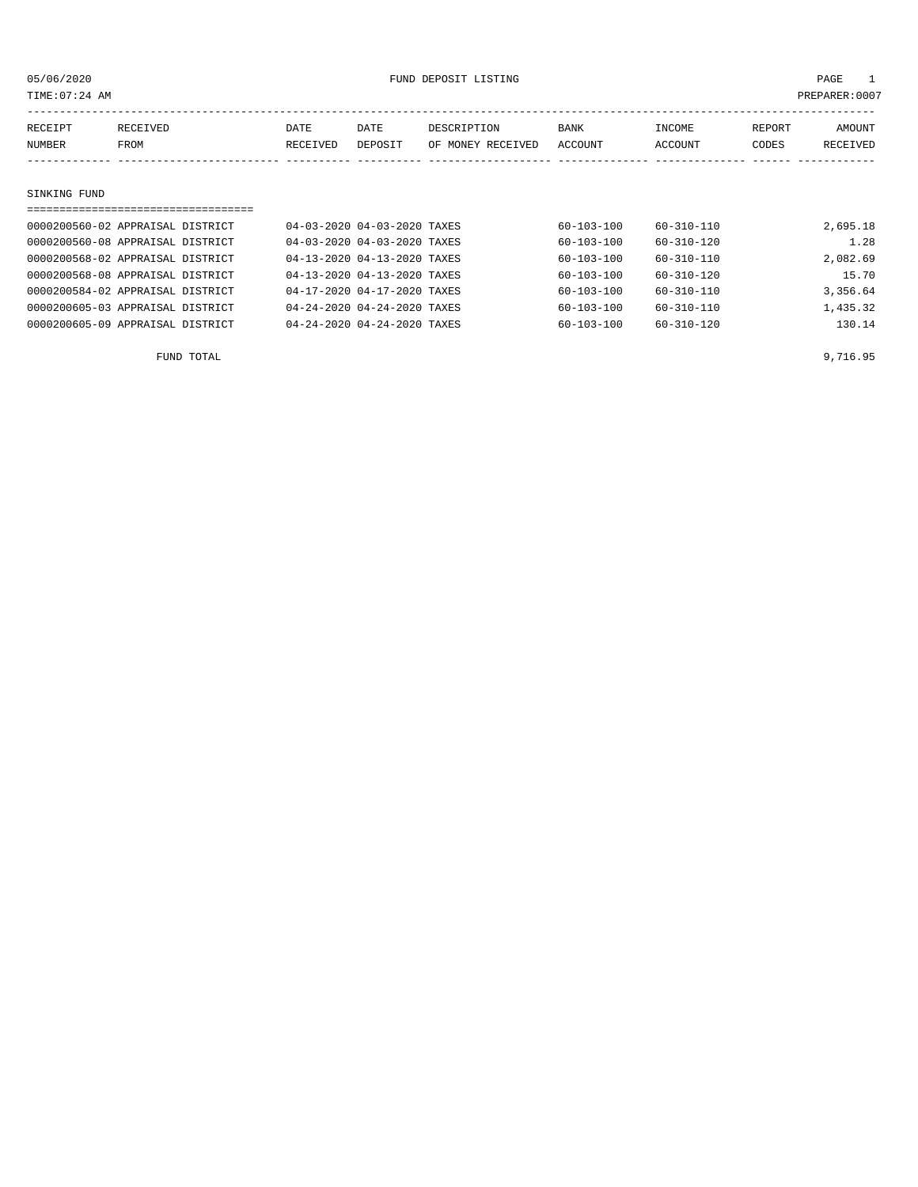05/06/2020 FUND DEPOSIT LISTING

TIME:07:24 AM PREPARER:0007

| RECEIPT NUMBER | RECEIVED FROM | DATE RECEIVED | DATE DEPOSIT | DESCRIPTION OF MONEY RECEIVED | BANK ACCOUNT | INCOME ACCOUNT | REPORT CODES | AMOUNT RECEIVED |
|---|---|---|---|---|---|---|---|---|
| **SINKING FUND** | | | | | | | | |
| 0000200560-02 | APPRAISAL DISTRICT | 04-03-2020 | 04-03-2020 | TAXES | 60-103-100 | 60-310-110 | | 2,695.18 |
| 0000200560-08 | APPRAISAL DISTRICT | 04-03-2020 | 04-03-2020 | TAXES | 60-103-100 | 60-310-120 | | 1.28 |
| 0000200568-02 | APPRAISAL DISTRICT | 04-13-2020 | 04-13-2020 | TAXES | 60-103-100 | 60-310-110 | | 2,082.69 |
| 0000200568-08 | APPRAISAL DISTRICT | 04-13-2020 | 04-13-2020 | TAXES | 60-103-100 | 60-310-120 | | 15.70 |
| 0000200584-02 | APPRAISAL DISTRICT | 04-17-2020 | 04-17-2020 | TAXES | 60-103-100 | 60-310-110 | | 3,356.64 |
| 0000200605-03 | APPRAISAL DISTRICT | 04-24-2020 | 04-24-2020 | TAXES | 60-103-100 | 60-310-110 | | 1,435.32 |
| 0000200605-09 | APPRAISAL DISTRICT | 04-24-2020 | 04-24-2020 | TAXES | 60-103-100 | 60-310-120 | | 130.14 |
| | FUND TOTAL | | | | | | | 9,716.95 |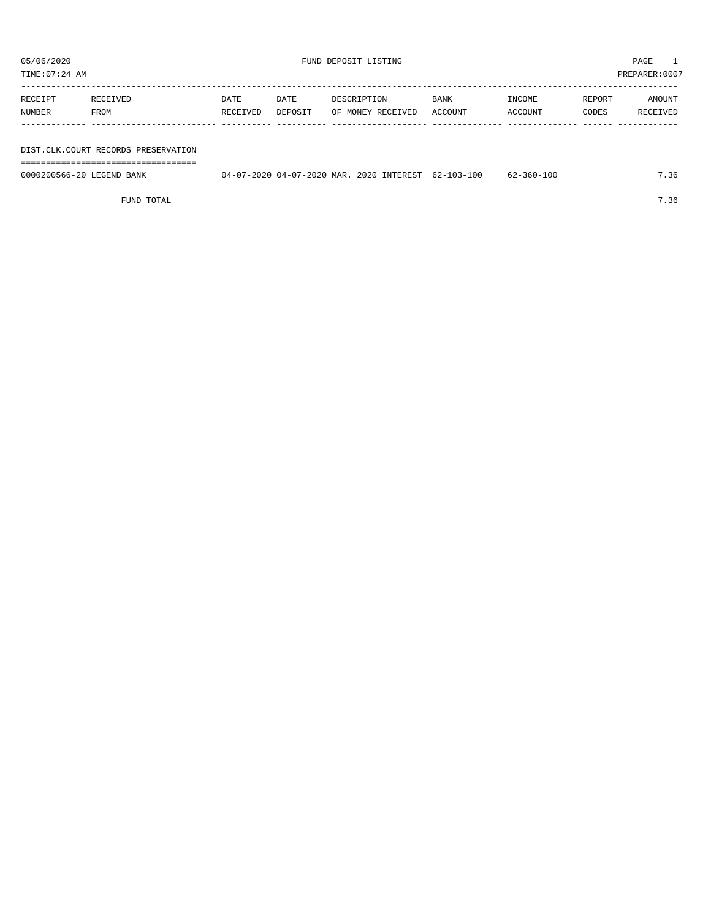05/06/2020 FUND DEPOSIT LISTING

TIME:07:24 AM PREPARER:0007

| RECEIPT NUMBER | RECEIVED FROM | DATE RECEIVED | DATE DEPOSIT | DESCRIPTION OF MONEY RECEIVED | BANK ACCOUNT | INCOME ACCOUNT | REPORT CODES | AMOUNT RECEIVED |
|---|---|---|---|---|---|---|---|---|
| **DIST.CLK.COURT RECORDS PRESERVATION** | | | | | | | | |
| 0000200566-20 | LEGEND BANK | 04-07-2020 | 04-07-2020 | MAR. 2020 INTEREST | 62-103-100 | 62-360-100 | | 7.36 |
| | FUND TOTAL | | | | | | | 7.36 |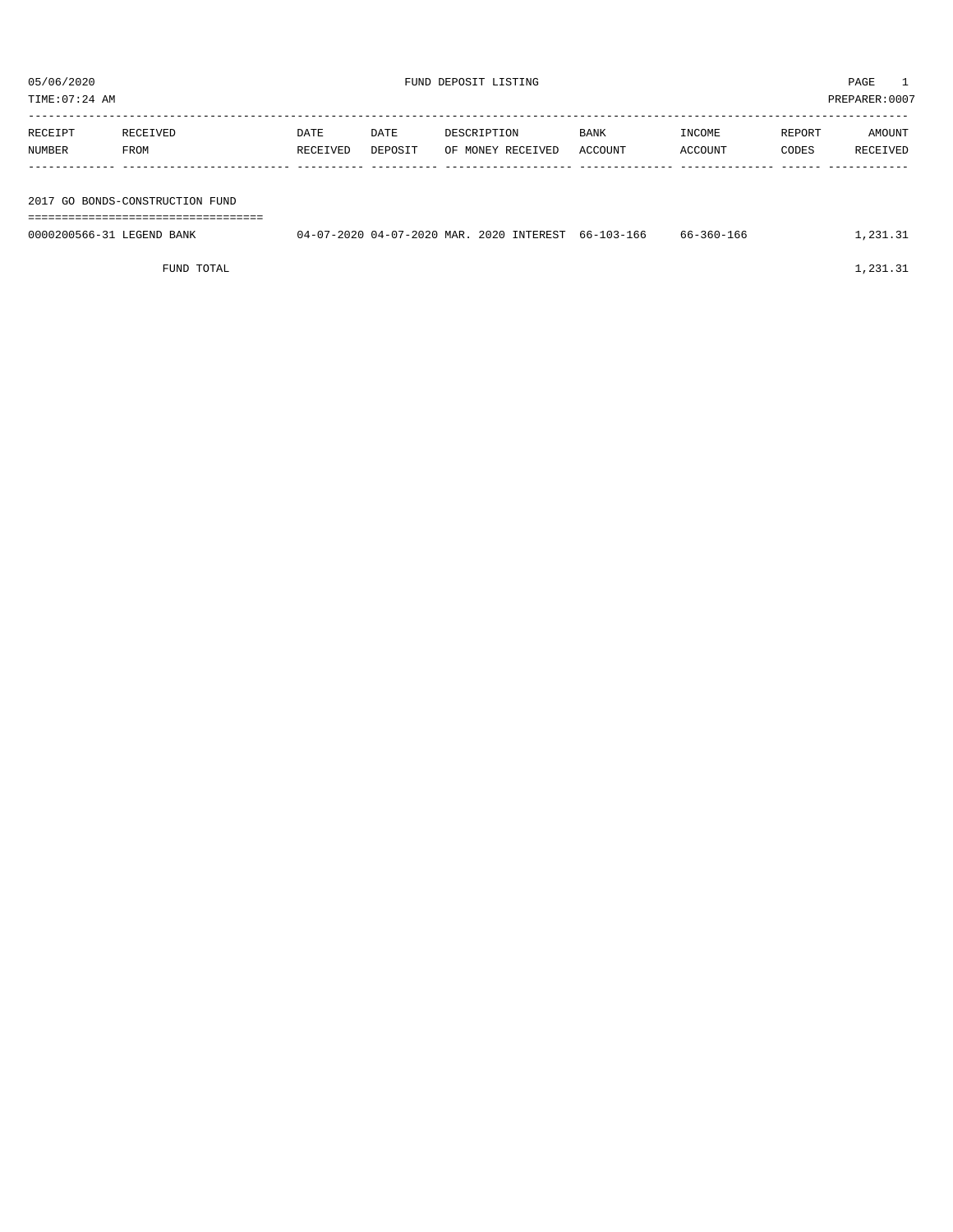05/06/2020 FUND DEPOSIT LISTING

TIME:07:24 AM PREPARER:0007

| RECEIPT NUMBER | RECEIVED FROM | DATE RECEIVED | DATE DEPOSIT | DESCRIPTION OF MONEY RECEIVED | BANK ACCOUNT | INCOME ACCOUNT | REPORT CODES | AMOUNT RECEIVED |
|---|---|---|---|---|---|---|---|---|
| **2017 GO BONDS-CONSTRUCTION FUND** | | | | | | | | |
| 0000200566-31 | LEGEND BANK | 04-07-2020 | 04-07-2020 | MAR. 2020 INTEREST | 66-103-166 | 66-360-166 | | 1,231.31 |
| | FUND TOTAL | | | | | | | 1,231.31 |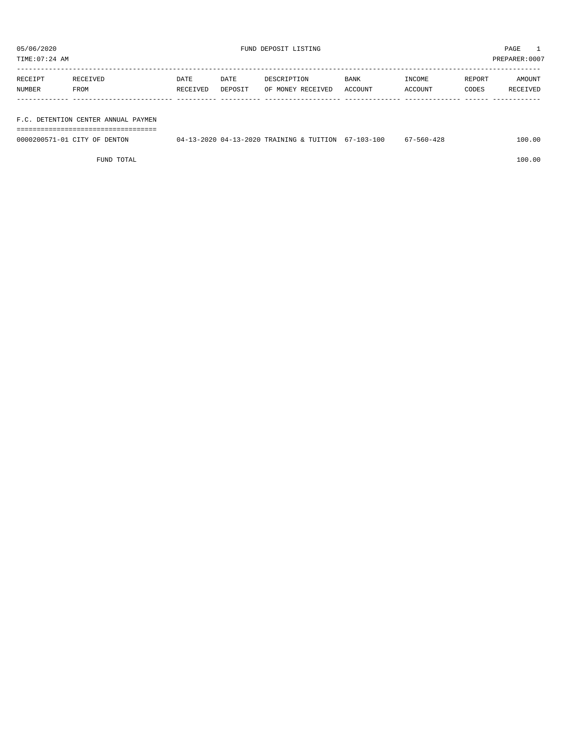05/06/2020 FUND DEPOSIT LISTING PAGE 1

TIME:07:24 AM PREPARER:0007

| RECEIPT NUMBER | RECEIVED FROM | DATE RECEIVED | DATE DEPOSIT | DESCRIPTION OF MONEY RECEIVED | BANK ACCOUNT | INCOME ACCOUNT | REPORT CODES | AMOUNT RECEIVED |
|---|---|---|---|---|---|---|---|---|
| **F.C. DETENTION CENTER ANNUAL PAYMEN** | | | | | | | | |
| 0000200571-01 | CITY OF DENTON | 04-13-2020 | 04-13-2020 | TRAINING & TUITION | 67-103-100 | 67-560-428 | | 100.00 |
| | FUND TOTAL | | | | | | | 100.00 |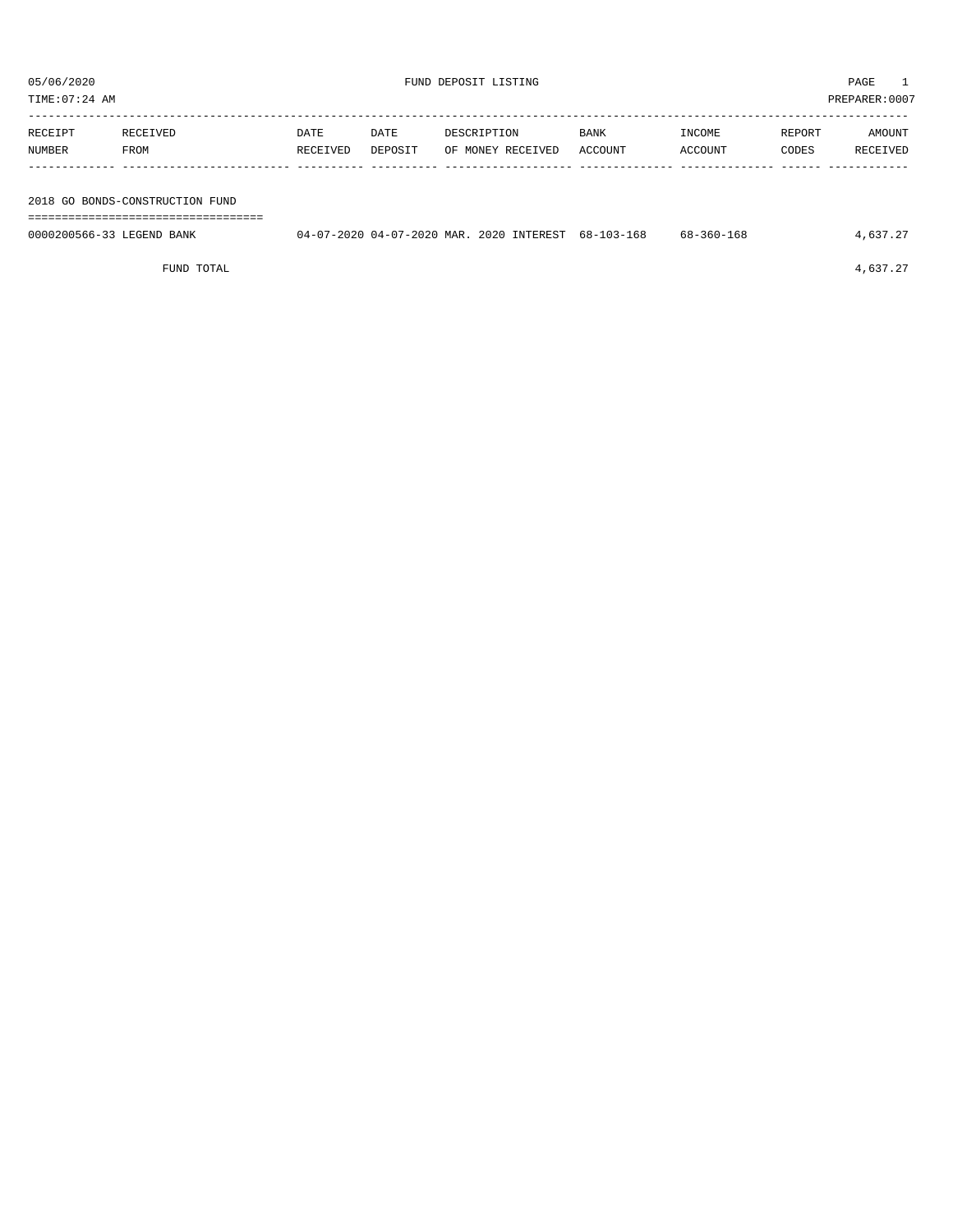05/06/2020 FUND DEPOSIT LISTING PAGE 1

TIME:07:24 AM PREPARER:0007

| RECEIPT NUMBER | RECEIVED FROM | DATE RECEIVED | DATE DEPOSIT | DESCRIPTION OF MONEY RECEIVED | BANK ACCOUNT | INCOME ACCOUNT | REPORT CODES | AMOUNT RECEIVED |
|---|---|---|---|---|---|---|---|---|
| **2018 GO BONDS-CONSTRUCTION FUND** | | | | | | | | |
| 0000200566-33 | LEGEND BANK | 04-07-2020 | 04-07-2020 | MAR. 2020 INTEREST | 68-103-168 | 68-360-168 | | 4,637.27 |
| | FUND TOTAL | | | | | | | 4,637.27 |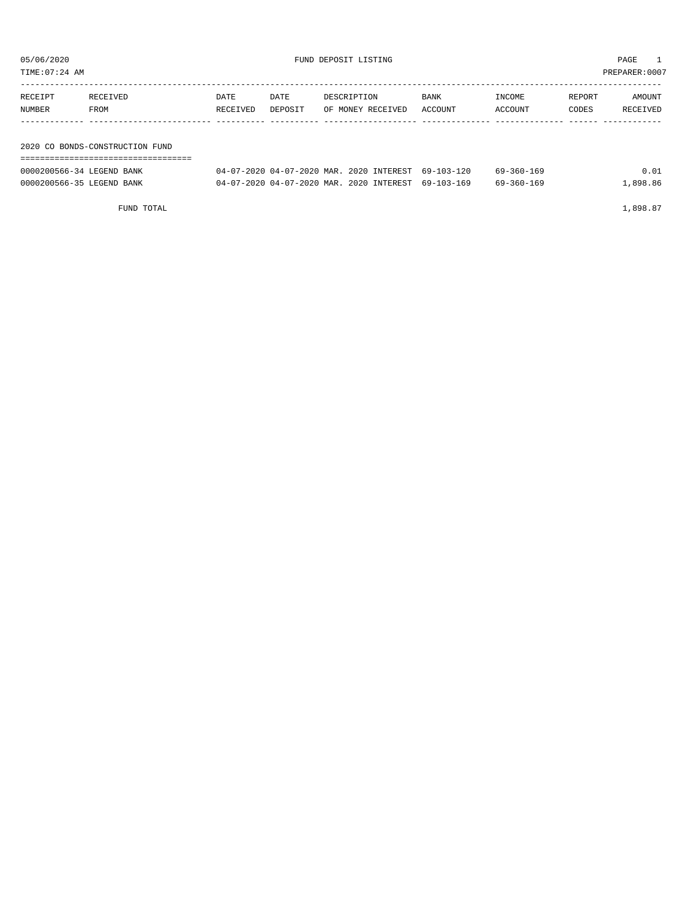05/06/2020 FUND DEPOSIT LISTING

TIME:07:24 AM PREPARER:0007

| RECEIPT NUMBER | RECEIVED FROM | DATE RECEIVED | DATE DEPOSIT | DESCRIPTION OF MONEY RECEIVED | BANK ACCOUNT | INCOME ACCOUNT | REPORT CODES | AMOUNT RECEIVED |
|---|---|---|---|---|---|---|---|---|

## 2020 CO BONDS-CONSTRUCTION FUND

| RECEIPT NUMBER | RECEIVED FROM | DATE RECEIVED | DATE DEPOSIT | DESCRIPTION OF MONEY RECEIVED | BANK ACCOUNT | INCOME ACCOUNT | REPORT CODES | AMOUNT RECEIVED |
|---|---|---|---|---|---|---|---|---|
| 0000200566-34 | LEGEND BANK | 04-07-2020 | 04-07-2020 | MAR. 2020 INTEREST | 69-103-120 | 69-360-169 | | 0.01 |
| 0000200566-35 | LEGEND BANK | 04-07-2020 | 04-07-2020 | MAR. 2020 INTEREST | 69-103-169 | 69-360-169 | | 1,898.86 |
| | FUND TOTAL | | | | | | | 1,898.87 |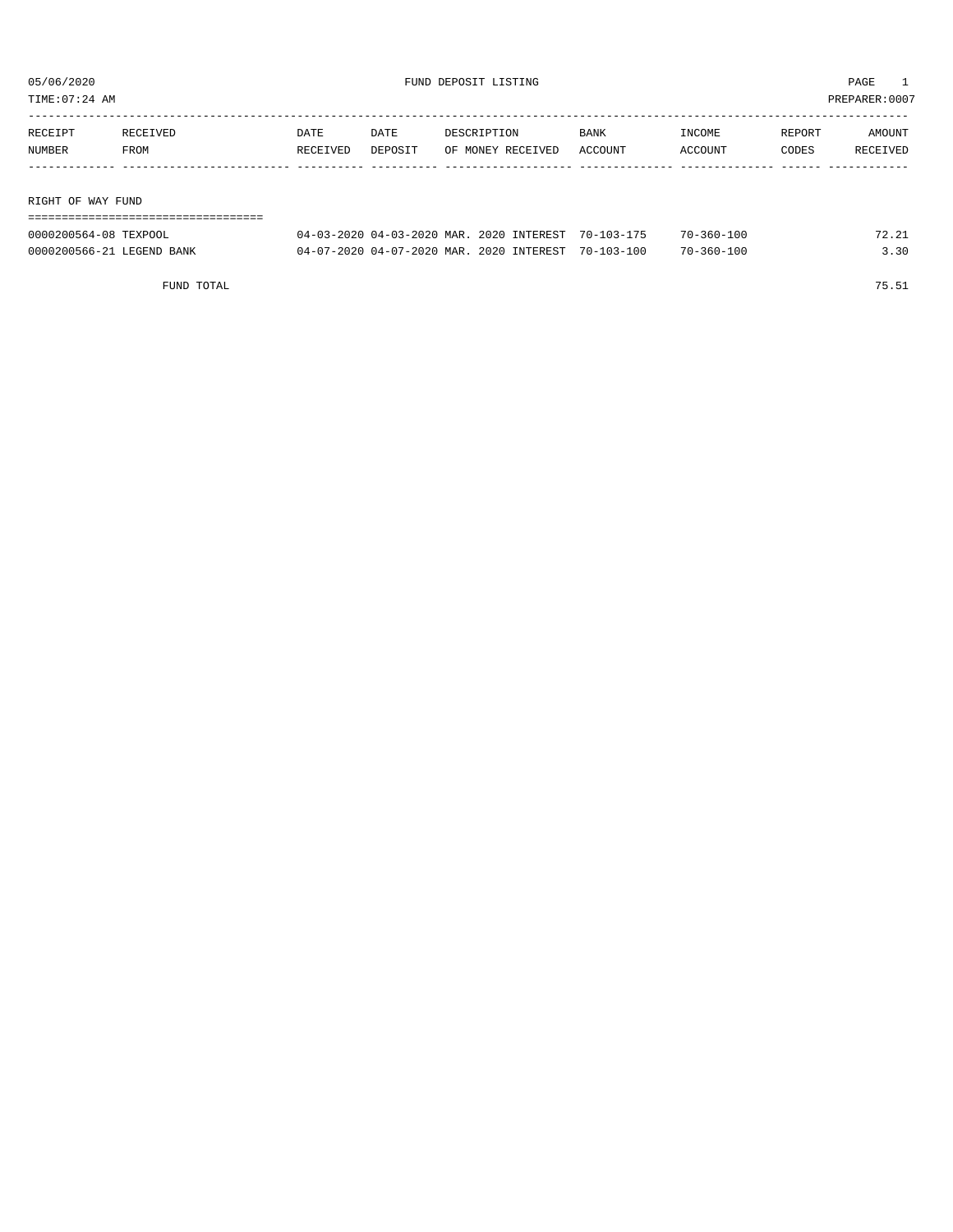# FUND DEPOSIT LISTING

05/06/2020
TIME:07:24 AM
PREPARER:0007

| RECEIPT NUMBER | RECEIVED FROM | DATE RECEIVED | DATE DEPOSIT | DESCRIPTION OF MONEY RECEIVED | BANK ACCOUNT | INCOME ACCOUNT | REPORT CODES | AMOUNT RECEIVED |
|---|---|---|---|---|---|---|---|---|
| **RIGHT OF WAY FUND** | | | | | | | | |
| 0000200564-08 | TEXPOOL | 04-03-2020 | 04-03-2020 | MAR. 2020 INTEREST | 70-103-175 | 70-360-100 | | 72.21 |
| 0000200566-21 | LEGEND BANK | 04-07-2020 | 04-07-2020 | MAR. 2020 INTEREST | 70-103-100 | 70-360-100 | | 3.30 |
| | FUND TOTAL | | | | | | | 75.51 |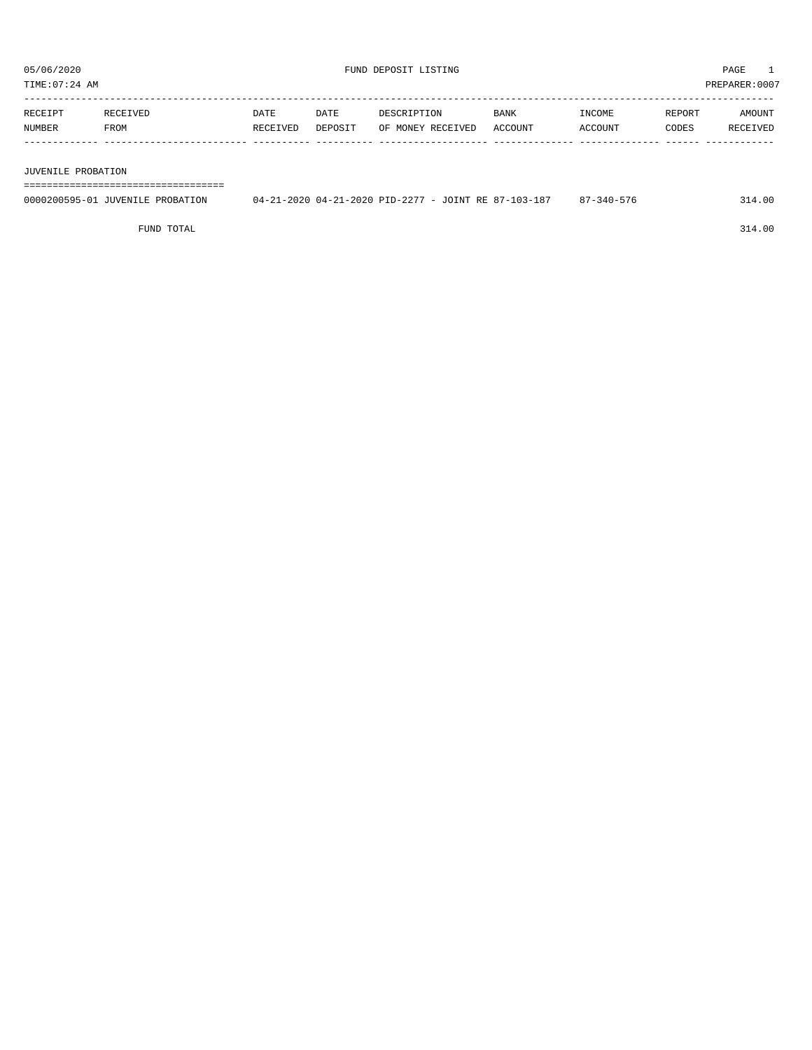# FUND DEPOSIT LISTING

05/06/2020

TIME:07:24 AM

PREPARER:0007

| RECEIPT NUMBER | RECEIVED FROM | DATE RECEIVED | DATE DEPOSIT | DESCRIPTION OF MONEY RECEIVED | BANK ACCOUNT | INCOME ACCOUNT | REPORT CODES | AMOUNT RECEIVED |
|---|---|---|---|---|---|---|---|---|
| **JUVENILE PROBATION** | | | | | | | | |
| 0000200595-01 | JUVENILE PROBATION | 04-21-2020 | 04-21-2020 | PID-2277 - JOINT RE | 87-103-187 | 87-340-576 | | 314.00 |
| | FUND TOTAL | | | | | | | 314.00 |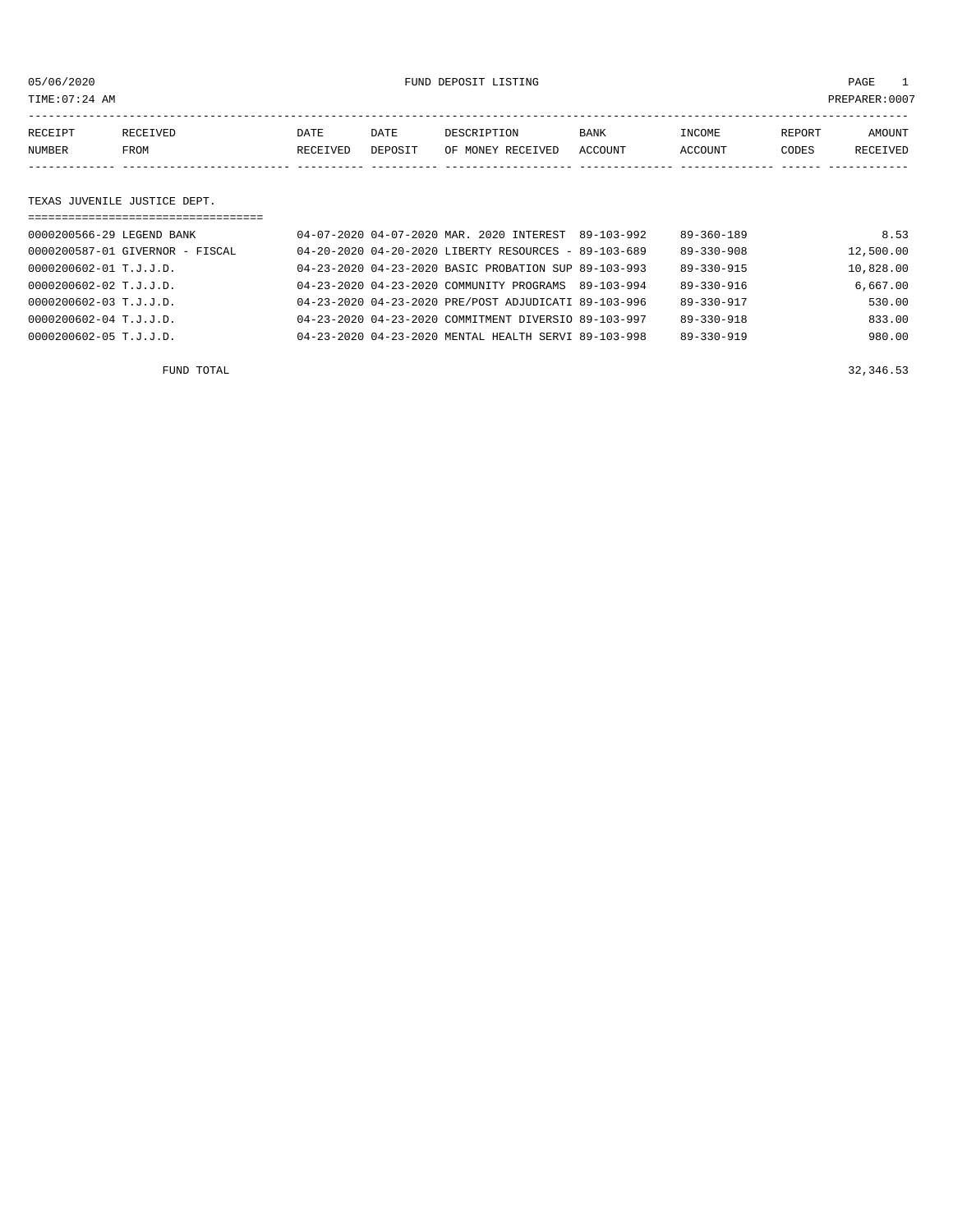05/06/2020 FUND DEPOSIT LISTING

TIME:07:24 AM PREPARER:0007

| RECEIPT NUMBER | RECEIVED FROM | DATE RECEIVED | DATE DEPOSIT | DESCRIPTION OF MONEY RECEIVED | BANK ACCOUNT | INCOME ACCOUNT | REPORT CODES | AMOUNT RECEIVED |
|---|---|---|---|---|---|---|---|---|

TEXAS JUVENILE JUSTICE DEPT.

| RECEIPT NUMBER | RECEIVED FROM | DATE RECEIVED | DATE DEPOSIT | DESCRIPTION OF MONEY RECEIVED | BANK ACCOUNT | INCOME ACCOUNT | REPORT CODES | AMOUNT RECEIVED |
|---|---|---|---|---|---|---|---|---|
| 0000200566-29 | LEGEND BANK | 04-07-2020 | 04-07-2020 | MAR. 2020 INTEREST | 89-103-992 | 89-360-189 | | 8.53 |
| 0000200587-01 | GIVERNOR - FISCAL | 04-20-2020 | 04-20-2020 | LIBERTY RESOURCES - | 89-103-689 | 89-330-908 | | 12,500.00 |
| 0000200602-01 | T.J.J.D. | 04-23-2020 | 04-23-2020 | BASIC PROBATION SUP | 89-103-993 | 89-330-915 | | 10,828.00 |
| 0000200602-02 | T.J.J.D. | 04-23-2020 | 04-23-2020 | COMMUNITY PROGRAMS | 89-103-994 | 89-330-916 | | 6,667.00 |
| 0000200602-03 | T.J.J.D. | 04-23-2020 | 04-23-2020 | PRE/POST ADJUDICATI | 89-103-996 | 89-330-917 | | 530.00 |
| 0000200602-04 | T.J.J.D. | 04-23-2020 | 04-23-2020 | COMMITMENT DIVERSIO | 89-103-997 | 89-330-918 | | 833.00 |
| 0000200602-05 | T.J.J.D. | 04-23-2020 | 04-23-2020 | MENTAL HEALTH SERVI | 89-103-998 | 89-330-919 | | 980.00 |

FUND TOTAL 32,346.53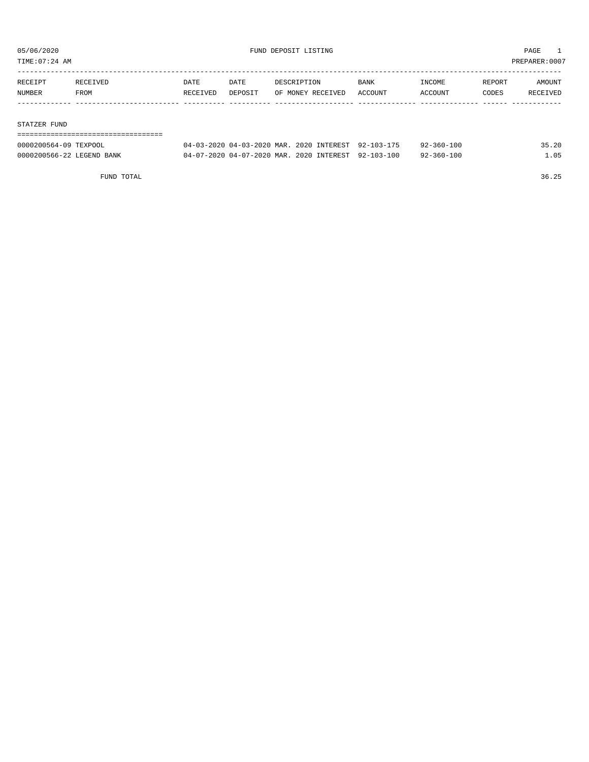05/06/2020 FUND DEPOSIT LISTING

TIME:07:24 AM PREPARER:0007

| RECEIPT NUMBER | RECEIVED FROM | DATE RECEIVED | DATE DEPOSIT | DESCRIPTION OF MONEY RECEIVED | BANK ACCOUNT | INCOME ACCOUNT | REPORT CODES | AMOUNT RECEIVED |
|---|---|---|---|---|---|---|---|---|
| STATZER FUND | | | | | | | | |
| 0000200564-09 | TEXPOOL | 04-03-2020 | 04-03-2020 | MAR. 2020 INTEREST | 92-103-175 | 92-360-100 | | 35.20 |
| 0000200566-22 | LEGEND BANK | 04-07-2020 | 04-07-2020 | MAR. 2020 INTEREST | 92-103-100 | 92-360-100 | | 1.05 |
| | FUND TOTAL | | | | | | | 36.25 |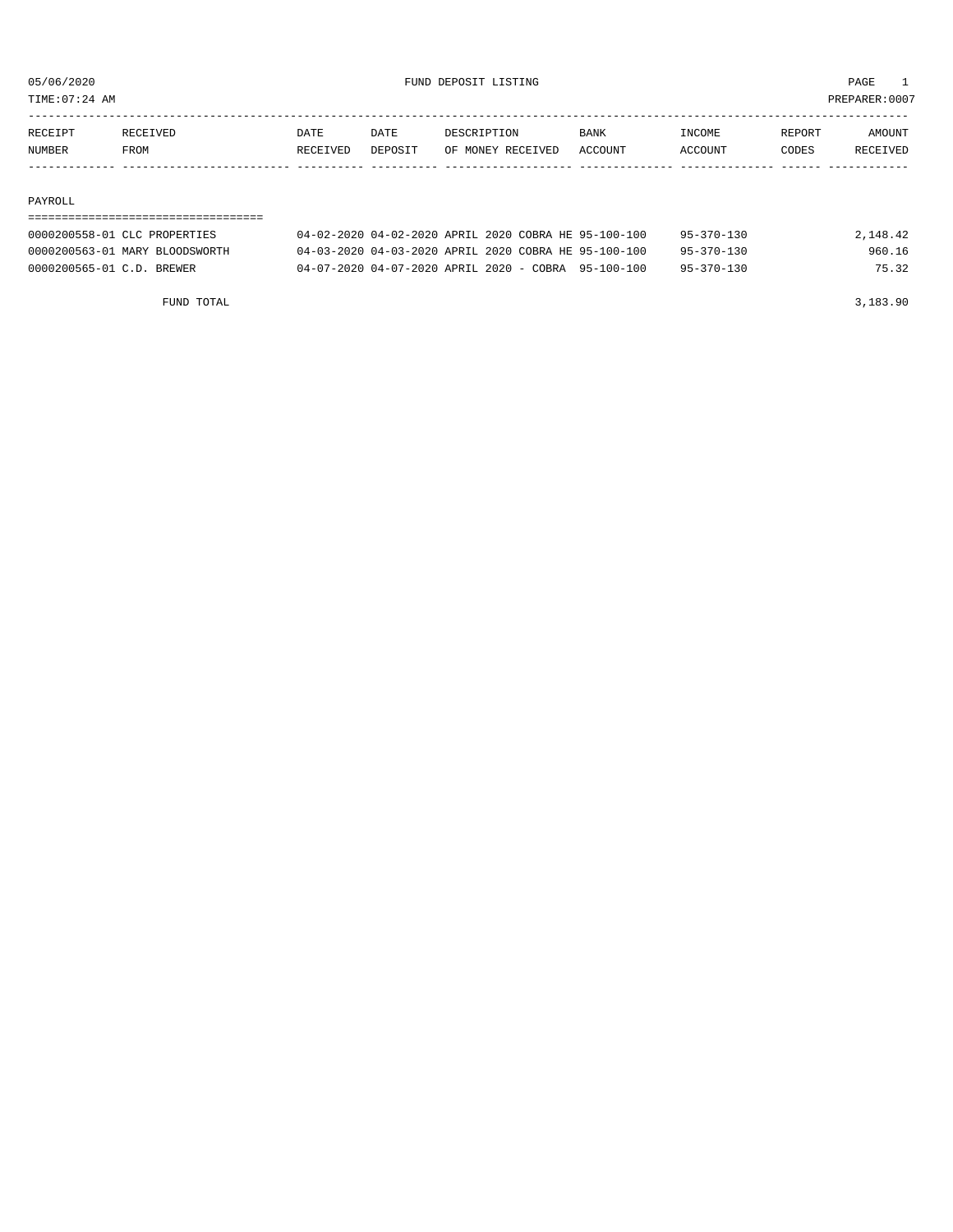05/06/2020 FUND DEPOSIT LISTING PAGE 1

TIME:07:24 AM PREPARER:0007

| RECEIPT NUMBER | RECEIVED FROM | DATE RECEIVED | DATE DEPOSIT | DESCRIPTION OF MONEY RECEIVED | BANK ACCOUNT | INCOME ACCOUNT | REPORT CODES | AMOUNT RECEIVED |
|---|---|---|---|---|---|---|---|---|
| **PAYROLL** | | | | | | | | |
| 0000200558-01 | CLC PROPERTIES | 04-02-2020 | 04-02-2020 | APRIL 2020 COBRA HE | 95-100-100 | 95-370-130 | | 2,148.42 |
| 0000200563-01 | MARY BLOODSWORTH | 04-03-2020 | 04-03-2020 | APRIL 2020 COBRA HE | 95-100-100 | 95-370-130 | | 960.16 |
| 0000200565-01 | C.D. BREWER | 04-07-2020 | 04-07-2020 | APRIL 2020 - COBRA | 95-100-100 | 95-370-130 | | 75.32 |
| | FUND TOTAL | | | | | | | 3,183.90 |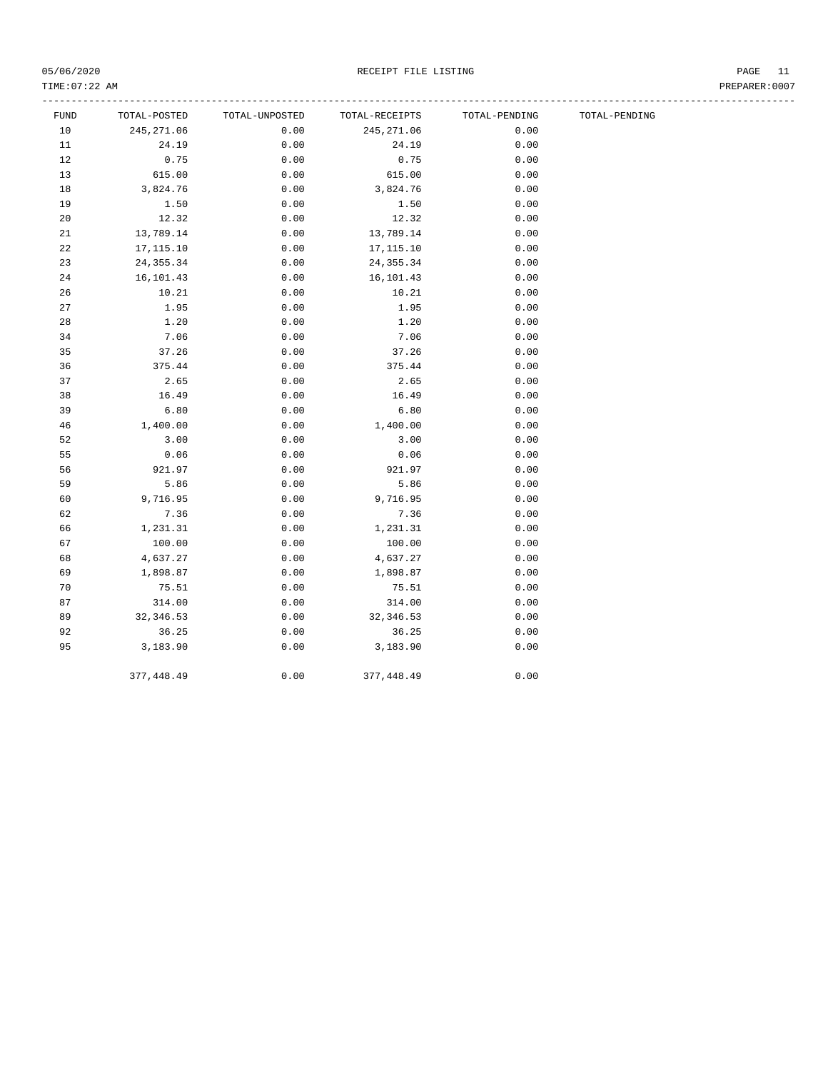05/06/2020 RECEIPT FILE LISTING

TIME:07:22 AM PREPARER:0007

| FUND | TOTAL-POSTED | TOTAL-UNPOSTED | TOTAL-RECEIPTS | TOTAL-PENDING | TOTAL-PENDING |
|---|---|---|---|---|---|
| 10 | 245,271.06 | 0.00 | 245,271.06 | 0.00 | |
| 11 | 24.19 | 0.00 | 24.19 | 0.00 | |
| 12 | 0.75 | 0.00 | 0.75 | 0.00 | |
| 13 | 615.00 | 0.00 | 615.00 | 0.00 | |
| 18 | 3,824.76 | 0.00 | 3,824.76 | 0.00 | |
| 19 | 1.50 | 0.00 | 1.50 | 0.00 | |
| 20 | 12.32 | 0.00 | 12.32 | 0.00 | |
| 21 | 13,789.14 | 0.00 | 13,789.14 | 0.00 | |
| 22 | 17,115.10 | 0.00 | 17,115.10 | 0.00 | |
| 23 | 24,355.34 | 0.00 | 24,355.34 | 0.00 | |
| 24 | 16,101.43 | 0.00 | 16,101.43 | 0.00 | |
| 26 | 10.21 | 0.00 | 10.21 | 0.00 | |
| 27 | 1.95 | 0.00 | 1.95 | 0.00 | |
| 28 | 1.20 | 0.00 | 1.20 | 0.00 | |
| 34 | 7.06 | 0.00 | 7.06 | 0.00 | |
| 35 | 37.26 | 0.00 | 37.26 | 0.00 | |
| 36 | 375.44 | 0.00 | 375.44 | 0.00 | |
| 37 | 2.65 | 0.00 | 2.65 | 0.00 | |
| 38 | 16.49 | 0.00 | 16.49 | 0.00 | |
| 39 | 6.80 | 0.00 | 6.80 | 0.00 | |
| 46 | 1,400.00 | 0.00 | 1,400.00 | 0.00 | |
| 52 | 3.00 | 0.00 | 3.00 | 0.00 | |
| 55 | 0.06 | 0.00 | 0.06 | 0.00 | |
| 56 | 921.97 | 0.00 | 921.97 | 0.00 | |
| 59 | 5.86 | 0.00 | 5.86 | 0.00 | |
| 60 | 9,716.95 | 0.00 | 9,716.95 | 0.00 | |
| 62 | 7.36 | 0.00 | 7.36 | 0.00 | |
| 66 | 1,231.31 | 0.00 | 1,231.31 | 0.00 | |
| 67 | 100.00 | 0.00 | 100.00 | 0.00 | |
| 68 | 4,637.27 | 0.00 | 4,637.27 | 0.00 | |
| 69 | 1,898.87 | 0.00 | 1,898.87 | 0.00 | |
| 70 | 75.51 | 0.00 | 75.51 | 0.00 | |
| 87 | 314.00 | 0.00 | 314.00 | 0.00 | |
| 89 | 32,346.53 | 0.00 | 32,346.53 | 0.00 | |
| 92 | 36.25 | 0.00 | 36.25 | 0.00 | |
| 95 | 3,183.90 | 0.00 | 3,183.90 | 0.00 | |
| | 377,448.49 | 0.00 | 377,448.49 | 0.00 | |